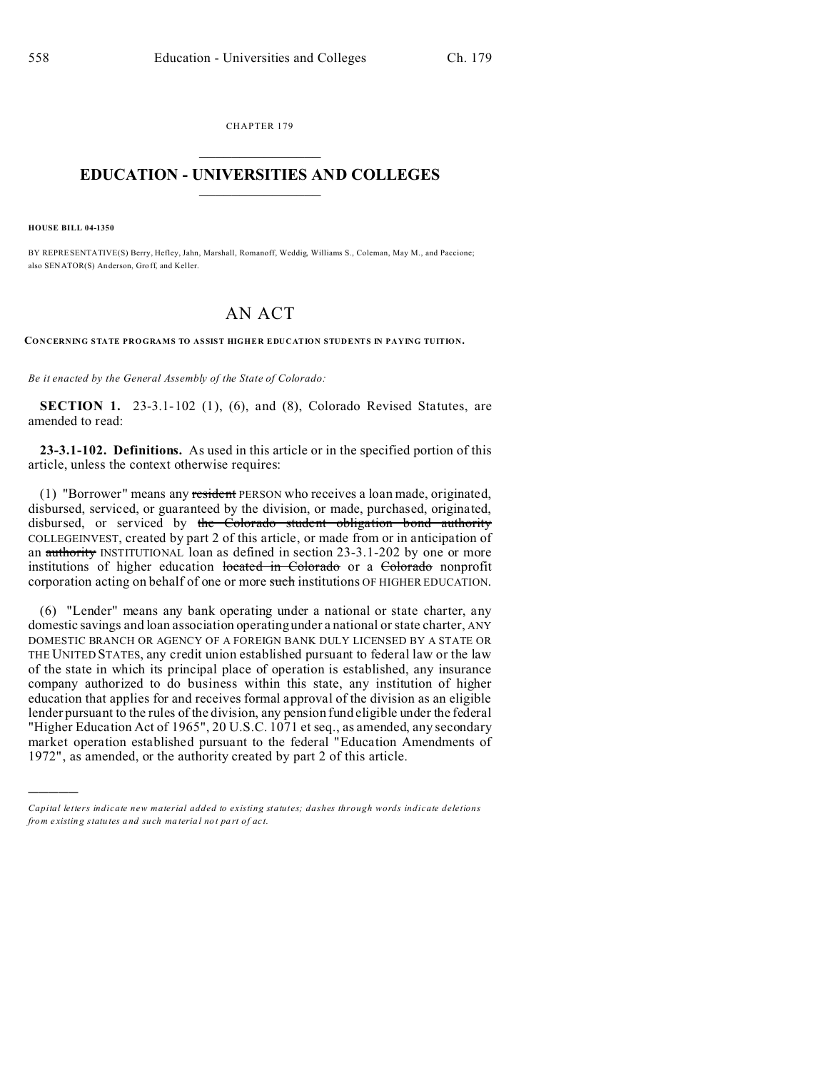CHAPTER 179

# EDUCATION - UNIVERSITIES AND COLLEGES

**HOUSE BILL 04-1350**

BY REPRESENTATIVE(S) Berry, Hefley, Jahn, Marshall, Romanoff, Weddig, Williams S., Coleman, May M., and Paccione; also SENATOR(S) Anderson, Groff, and Keller.

## AN ACT

**CONCERNING STATE PROGRAMS TO ASSIST HIGHER EDUCATION STUDENTS IN PAYING TUITION.**

*Be it enacted by the General Assembly of the State of Colorado:*

**SECTION 1.** 23-3.1-102 (1), (6), and (8), Colorado Revised Statutes, are amended to read:

**23-3.1-102. Definitions.** As used in this article or in the specified portion of this article, unless the context otherwise requires:

(1) "Borrower" means any ~~resident~~ PERSON who receives a loan made, originated, disbursed, serviced, or guaranteed by the division, or made, purchased, originated, disbursed, or serviced by ~~the Colorado student obligation bond authority~~ COLLEGEINVEST, created by part 2 of this article, or made from or in anticipation of an ~~authority~~ INSTITUTIONAL loan as defined in section 23-3.1-202 by one or more institutions of higher education ~~located in Colorado~~ or a ~~Colorado~~ nonprofit corporation acting on behalf of one or more ~~such~~ institutions OF HIGHER EDUCATION.

(6) "Lender" means any bank operating under a national or state charter, any domestic savings and loan association operating under a national or state charter, ANY DOMESTIC BRANCH OR AGENCY OF A FOREIGN BANK DULY LICENSED BY A STATE OR THE UNITED STATES, any credit union established pursuant to federal law or the law of the state in which its principal place of operation is established, any insurance company authorized to do business within this state, any institution of higher education that applies for and receives formal approval of the division as an eligible lender pursuant to the rules of the division, any pension fund eligible under the federal "Higher Education Act of 1965", 20 U.S.C. 1071 et seq., as amended, any secondary market operation established pursuant to the federal "Education Amendments of 1972", as amended, or the authority created by part 2 of this article.

---

*Capital letters indicate new material added to existing statutes; dashes through words indicate deletions from existing statutes and such material not part of act.*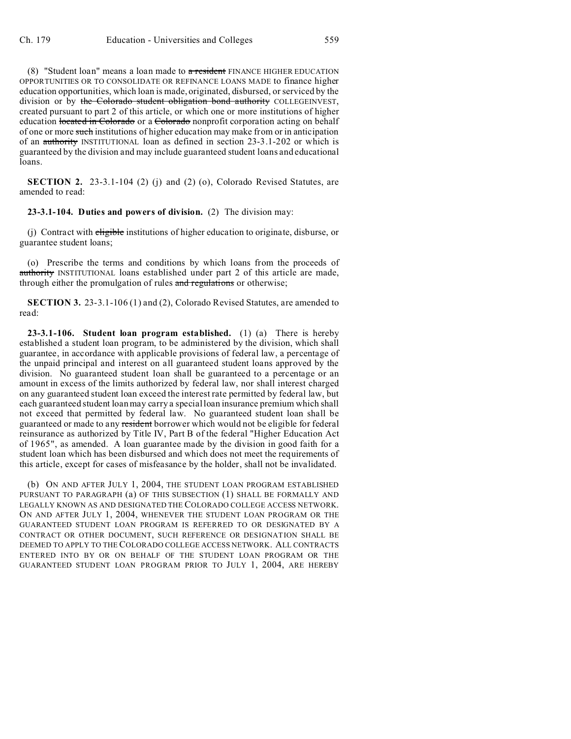(8) "Student loan" means a loan made to ~~a resident~~ FINANCE HIGHER EDUCATION OPPORTUNITIES OR TO CONSOLIDATE OR REFINANCE LOANS MADE to finance higher education opportunities, which loan is made, originated, disbursed, or serviced by the division or by ~~the Colorado student obligation bond authority~~ COLLEGEINVEST, created pursuant to part 2 of this article, or which one or more institutions of higher education ~~located in Colorado~~ or a ~~Colorado~~ nonprofit corporation acting on behalf of one or more ~~such~~ institutions of higher education may make from or in anticipation of an ~~authority~~ INSTITUTIONAL loan as defined in section 23-3.1-202 or which is guaranteed by the division and may include guaranteed student loans and educational loans.

**SECTION 2.** 23-3.1-104 (2) (j) and (2) (o), Colorado Revised Statutes, are amended to read:

**23-3.1-104. Duties and powers of division.** (2) The division may:

(j) Contract with ~~eligible~~ institutions of higher education to originate, disburse, or guarantee student loans;

(o) Prescribe the terms and conditions by which loans from the proceeds of ~~authority~~ INSTITUTIONAL loans established under part 2 of this article are made, through either the promulgation of rules ~~and regulations~~ or otherwise;

**SECTION 3.** 23-3.1-106 (1) and (2), Colorado Revised Statutes, are amended to read:

**23-3.1-106. Student loan program established.** (1) (a) There is hereby established a student loan program, to be administered by the division, which shall guarantee, in accordance with applicable provisions of federal law, a percentage of the unpaid principal and interest on all guaranteed student loans approved by the division. No guaranteed student loan shall be guaranteed to a percentage or an amount in excess of the limits authorized by federal law, nor shall interest charged on any guaranteed student loan exceed the interest rate permitted by federal law, but each guaranteed student loan may carry a special loan insurance premium which shall not exceed that permitted by federal law. No guaranteed student loan shall be guaranteed or made to any ~~resident~~ borrower which would not be eligible for federal reinsurance as authorized by Title IV, Part B of the federal "Higher Education Act of 1965", as amended. A loan guarantee made by the division in good faith for a student loan which has been disbursed and which does not meet the requirements of this article, except for cases of misfeasance by the holder, shall not be invalidated.

(b) ON AND AFTER JULY 1, 2004, THE STUDENT LOAN PROGRAM ESTABLISHED PURSUANT TO PARAGRAPH (a) OF THIS SUBSECTION (1) SHALL BE FORMALLY AND LEGALLY KNOWN AS AND DESIGNATED THE COLORADO COLLEGE ACCESS NETWORK. ON AND AFTER JULY 1, 2004, WHENEVER THE STUDENT LOAN PROGRAM OR THE GUARANTEED STUDENT LOAN PROGRAM IS REFERRED TO OR DESIGNATED BY A CONTRACT OR OTHER DOCUMENT, SUCH REFERENCE OR DESIGNATION SHALL BE DEEMED TO APPLY TO THE COLORADO COLLEGE ACCESS NETWORK. ALL CONTRACTS ENTERED INTO BY OR ON BEHALF OF THE STUDENT LOAN PROGRAM OR THE GUARANTEED STUDENT LOAN PROGRAM PRIOR TO JULY 1, 2004, ARE HEREBY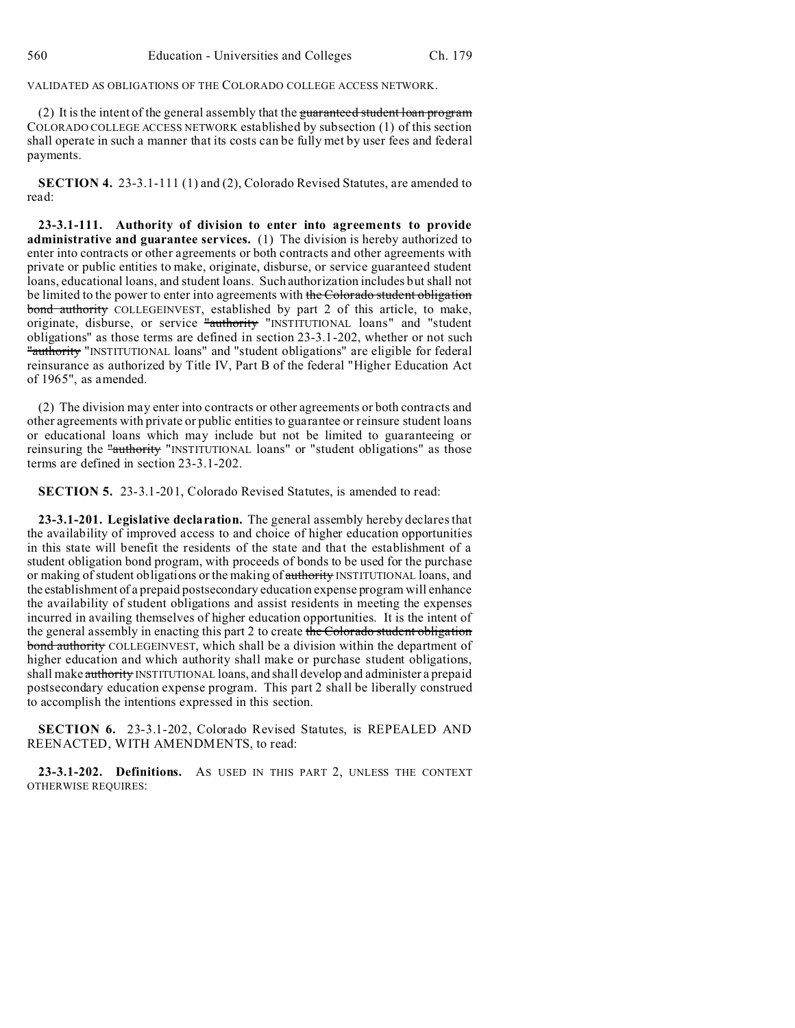VALIDATED AS OBLIGATIONS OF THE COLORADO COLLEGE ACCESS NETWORK.

(2) It is the intent of the general assembly that the ~~guaranteed student loan program~~ COLORADO COLLEGE ACCESS NETWORK established by subsection (1) of this section shall operate in such a manner that its costs can be fully met by user fees and federal payments.

**SECTION 4.** 23-3.1-111 (1) and (2), Colorado Revised Statutes, are amended to read:

**23-3.1-111. Authority of division to enter into agreements to provide administrative and guarantee services.** (1) The division is hereby authorized to enter into contracts or other agreements or both contracts and other agreements with private or public entities to make, originate, disburse, or service guaranteed student loans, educational loans, and student loans. Such authorization includes but shall not be limited to the power to enter into agreements with ~~the Colorado student obligation bond authority~~ COLLEGEINVEST, established by part 2 of this article, to make, originate, disburse, or service ~~"authority~~ "INSTITUTIONAL loans" and "student obligations" as those terms are defined in section 23-3.1-202, whether or not such ~~"authority~~ "INSTITUTIONAL loans" and "student obligations" are eligible for federal reinsurance as authorized by Title IV, Part B of the federal "Higher Education Act of 1965", as amended.

(2) The division may enter into contracts or other agreements or both contracts and other agreements with private or public entities to guarantee or reinsure student loans or educational loans which may include but not be limited to guaranteeing or reinsuring the ~~"authority~~ "INSTITUTIONAL loans" or "student obligations" as those terms are defined in section 23-3.1-202.

**SECTION 5.** 23-3.1-201, Colorado Revised Statutes, is amended to read:

**23-3.1-201. Legislative declaration.** The general assembly hereby declares that the availability of improved access to and choice of higher education opportunities in this state will benefit the residents of the state and that the establishment of a student obligation bond program, with proceeds of bonds to be used for the purchase or making of student obligations or the making of ~~authority~~ INSTITUTIONAL loans, and the establishment of a prepaid postsecondary education expense program will enhance the availability of student obligations and assist residents in meeting the expenses incurred in availing themselves of higher education opportunities. It is the intent of the general assembly in enacting this part 2 to create ~~the Colorado student obligation bond authority~~ COLLEGEINVEST, which shall be a division within the department of higher education and which authority shall make or purchase student obligations, shall make ~~authority~~ INSTITUTIONAL loans, and shall develop and administer a prepaid postsecondary education expense program. This part 2 shall be liberally construed to accomplish the intentions expressed in this section.

**SECTION 6.** 23-3.1-202, Colorado Revised Statutes, is REPEALED AND REENACTED, WITH AMENDMENTS, to read:

**23-3.1-202. Definitions.** AS USED IN THIS PART 2, UNLESS THE CONTEXT OTHERWISE REQUIRES: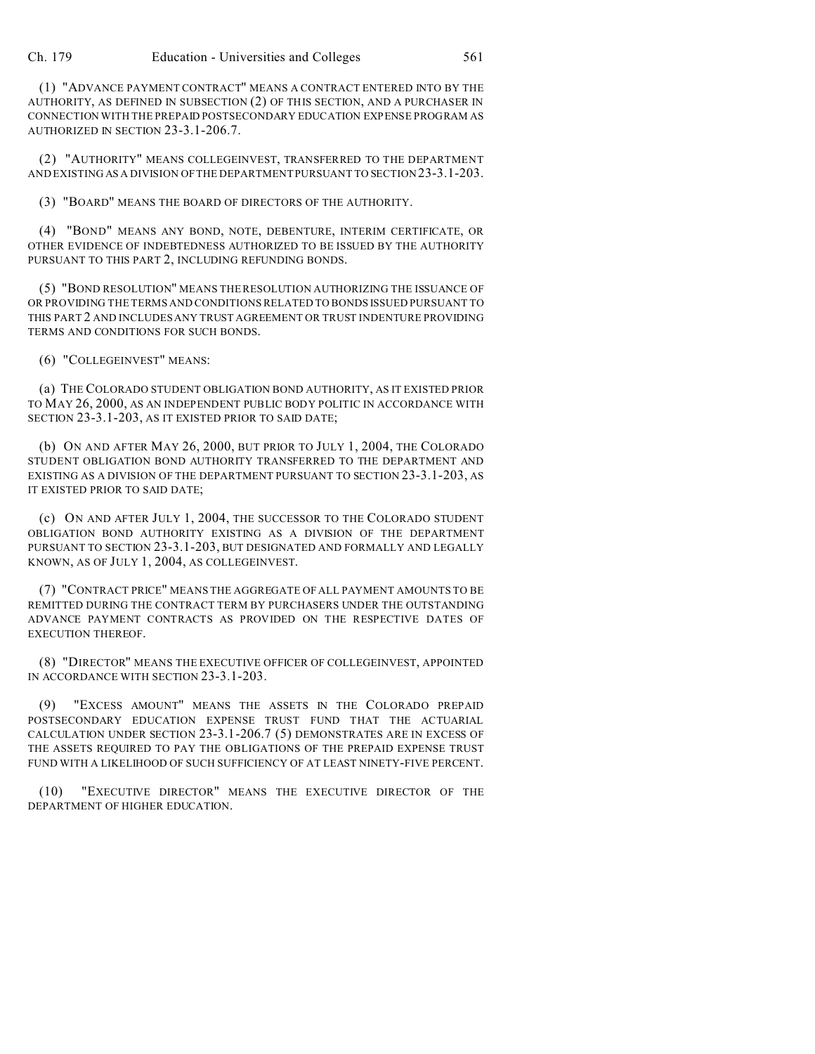(1) "ADVANCE PAYMENT CONTRACT" MEANS A CONTRACT ENTERED INTO BY THE AUTHORITY, AS DEFINED IN SUBSECTION (2) OF THIS SECTION, AND A PURCHASER IN CONNECTION WITH THE PREPAID POSTSECONDARY EDUCATION EXPENSE PROGRAM AS AUTHORIZED IN SECTION 23-3.1-206.7.

(2) "AUTHORITY" MEANS COLLEGEINVEST, TRANSFERRED TO THE DEPARTMENT AND EXISTING AS A DIVISION OF THE DEPARTMENT PURSUANT TO SECTION 23-3.1-203.

(3) "BOARD" MEANS THE BOARD OF DIRECTORS OF THE AUTHORITY.

(4) "BOND" MEANS ANY BOND, NOTE, DEBENTURE, INTERIM CERTIFICATE, OR OTHER EVIDENCE OF INDEBTEDNESS AUTHORIZED TO BE ISSUED BY THE AUTHORITY PURSUANT TO THIS PART 2, INCLUDING REFUNDING BONDS.

(5) "BOND RESOLUTION" MEANS THE RESOLUTION AUTHORIZING THE ISSUANCE OF OR PROVIDING THE TERMS AND CONDITIONS RELATED TO BONDS ISSUED PURSUANT TO THIS PART 2 AND INCLUDES ANY TRUST AGREEMENT OR TRUST INDENTURE PROVIDING TERMS AND CONDITIONS FOR SUCH BONDS.

(6) "COLLEGEINVEST" MEANS:

(a) THE COLORADO STUDENT OBLIGATION BOND AUTHORITY, AS IT EXISTED PRIOR TO MAY 26, 2000, AS AN INDEPENDENT PUBLIC BODY POLITIC IN ACCORDANCE WITH SECTION 23-3.1-203, AS IT EXISTED PRIOR TO SAID DATE;

(b) ON AND AFTER MAY 26, 2000, BUT PRIOR TO JULY 1, 2004, THE COLORADO STUDENT OBLIGATION BOND AUTHORITY TRANSFERRED TO THE DEPARTMENT AND EXISTING AS A DIVISION OF THE DEPARTMENT PURSUANT TO SECTION 23-3.1-203, AS IT EXISTED PRIOR TO SAID DATE;

(c) ON AND AFTER JULY 1, 2004, THE SUCCESSOR TO THE COLORADO STUDENT OBLIGATION BOND AUTHORITY EXISTING AS A DIVISION OF THE DEPARTMENT PURSUANT TO SECTION 23-3.1-203, BUT DESIGNATED AND FORMALLY AND LEGALLY KNOWN, AS OF JULY 1, 2004, AS COLLEGEINVEST.

(7) "CONTRACT PRICE" MEANS THE AGGREGATE OF ALL PAYMENT AMOUNTS TO BE REMITTED DURING THE CONTRACT TERM BY PURCHASERS UNDER THE OUTSTANDING ADVANCE PAYMENT CONTRACTS AS PROVIDED ON THE RESPECTIVE DATES OF EXECUTION THEREOF.

(8) "DIRECTOR" MEANS THE EXECUTIVE OFFICER OF COLLEGEINVEST, APPOINTED IN ACCORDANCE WITH SECTION 23-3.1-203.

(9) "EXCESS AMOUNT" MEANS THE ASSETS IN THE COLORADO PREPAID POSTSECONDARY EDUCATION EXPENSE TRUST FUND THAT THE ACTUARIAL CALCULATION UNDER SECTION 23-3.1-206.7 (5) DEMONSTRATES ARE IN EXCESS OF THE ASSETS REQUIRED TO PAY THE OBLIGATIONS OF THE PREPAID EXPENSE TRUST FUND WITH A LIKELIHOOD OF SUCH SUFFICIENCY OF AT LEAST NINETY-FIVE PERCENT.

(10) "EXECUTIVE DIRECTOR" MEANS THE EXECUTIVE DIRECTOR OF THE DEPARTMENT OF HIGHER EDUCATION.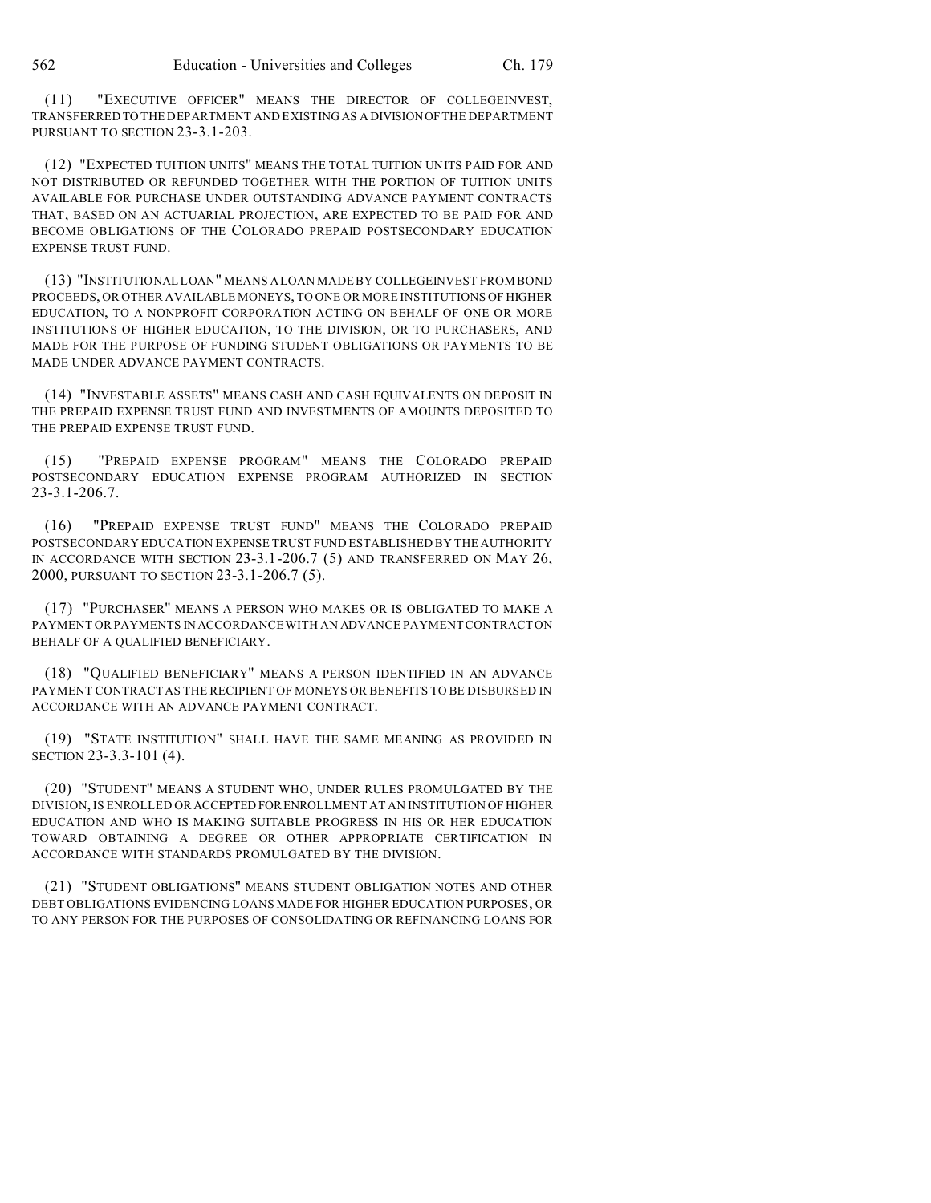(11) "EXECUTIVE OFFICER" MEANS THE DIRECTOR OF COLLEGEINVEST, TRANSFERRED TO THE DEPARTMENT AND EXISTING AS A DIVISION OF THE DEPARTMENT PURSUANT TO SECTION 23-3.1-203.

(12) "EXPECTED TUITION UNITS" MEANS THE TOTAL TUITION UNITS PAID FOR AND NOT DISTRIBUTED OR REFUNDED TOGETHER WITH THE PORTION OF TUITION UNITS AVAILABLE FOR PURCHASE UNDER OUTSTANDING ADVANCE PAYMENT CONTRACTS THAT, BASED ON AN ACTUARIAL PROJECTION, ARE EXPECTED TO BE PAID FOR AND BECOME OBLIGATIONS OF THE COLORADO PREPAID POSTSECONDARY EDUCATION EXPENSE TRUST FUND.

(13) "INSTITUTIONAL LOAN" MEANS A LOAN MADE BY COLLEGEINVEST FROM BOND PROCEEDS, OR OTHER AVAILABLE MONEYS, TO ONE OR MORE INSTITUTIONS OF HIGHER EDUCATION, TO A NONPROFIT CORPORATION ACTING ON BEHALF OF ONE OR MORE INSTITUTIONS OF HIGHER EDUCATION, TO THE DIVISION, OR TO PURCHASERS, AND MADE FOR THE PURPOSE OF FUNDING STUDENT OBLIGATIONS OR PAYMENTS TO BE MADE UNDER ADVANCE PAYMENT CONTRACTS.

(14) "INVESTABLE ASSETS" MEANS CASH AND CASH EQUIVALENTS ON DEPOSIT IN THE PREPAID EXPENSE TRUST FUND AND INVESTMENTS OF AMOUNTS DEPOSITED TO THE PREPAID EXPENSE TRUST FUND.

(15) "PREPAID EXPENSE PROGRAM" MEANS THE COLORADO PREPAID POSTSECONDARY EDUCATION EXPENSE PROGRAM AUTHORIZED IN SECTION 23-3.1-206.7.

(16) "PREPAID EXPENSE TRUST FUND" MEANS THE COLORADO PREPAID POSTSECONDARY EDUCATION EXPENSE TRUST FUND ESTABLISHED BY THE AUTHORITY IN ACCORDANCE WITH SECTION 23-3.1-206.7 (5) AND TRANSFERRED ON MAY 26, 2000, PURSUANT TO SECTION 23-3.1-206.7 (5).

(17) "PURCHASER" MEANS A PERSON WHO MAKES OR IS OBLIGATED TO MAKE A PAYMENT OR PAYMENTS IN ACCORDANCE WITH AN ADVANCE PAYMENT CONTRACT ON BEHALF OF A QUALIFIED BENEFICIARY.

(18) "QUALIFIED BENEFICIARY" MEANS A PERSON IDENTIFIED IN AN ADVANCE PAYMENT CONTRACT AS THE RECIPIENT OF MONEYS OR BENEFITS TO BE DISBURSED IN ACCORDANCE WITH AN ADVANCE PAYMENT CONTRACT.

(19) "STATE INSTITUTION" SHALL HAVE THE SAME MEANING AS PROVIDED IN SECTION 23-3.3-101 (4).

(20) "STUDENT" MEANS A STUDENT WHO, UNDER RULES PROMULGATED BY THE DIVISION, IS ENROLLED OR ACCEPTED FOR ENROLLMENT AT AN INSTITUTION OF HIGHER EDUCATION AND WHO IS MAKING SUITABLE PROGRESS IN HIS OR HER EDUCATION TOWARD OBTAINING A DEGREE OR OTHER APPROPRIATE CERTIFICATION IN ACCORDANCE WITH STANDARDS PROMULGATED BY THE DIVISION.

(21) "STUDENT OBLIGATIONS" MEANS STUDENT OBLIGATION NOTES AND OTHER DEBT OBLIGATIONS EVIDENCING LOANS MADE FOR HIGHER EDUCATION PURPOSES, OR TO ANY PERSON FOR THE PURPOSES OF CONSOLIDATING OR REFINANCING LOANS FOR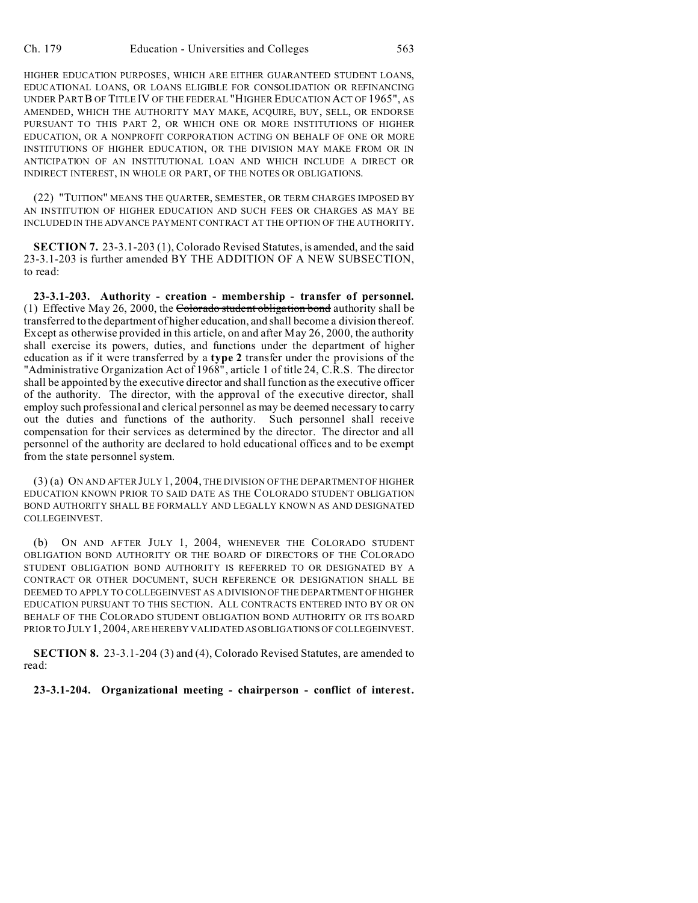HIGHER EDUCATION PURPOSES, WHICH ARE EITHER GUARANTEED STUDENT LOANS, EDUCATIONAL LOANS, OR LOANS ELIGIBLE FOR CONSOLIDATION OR REFINANCING UNDER PART B OF TITLE IV OF THE FEDERAL "HIGHER EDUCATION ACT OF 1965", AS AMENDED, WHICH THE AUTHORITY MAY MAKE, ACQUIRE, BUY, SELL, OR ENDORSE PURSUANT TO THIS PART 2, OR WHICH ONE OR MORE INSTITUTIONS OF HIGHER EDUCATION, OR A NONPROFIT CORPORATION ACTING ON BEHALF OF ONE OR MORE INSTITUTIONS OF HIGHER EDUCATION, OR THE DIVISION MAY MAKE FROM OR IN ANTICIPATION OF AN INSTITUTIONAL LOAN AND WHICH INCLUDE A DIRECT OR INDIRECT INTEREST, IN WHOLE OR PART, OF THE NOTES OR OBLIGATIONS.

(22) "TUITION" MEANS THE QUARTER, SEMESTER, OR TERM CHARGES IMPOSED BY AN INSTITUTION OF HIGHER EDUCATION AND SUCH FEES OR CHARGES AS MAY BE INCLUDED IN THE ADVANCE PAYMENT CONTRACT AT THE OPTION OF THE AUTHORITY.

**SECTION 7.** 23-3.1-203 (1), Colorado Revised Statutes, is amended, and the said 23-3.1-203 is further amended BY THE ADDITION OF A NEW SUBSECTION, to read:

**23-3.1-203. Authority - creation - membership - transfer of personnel.** (1) Effective May 26, 2000, the ~~Colorado student obligation bond~~ authority shall be transferred to the department of higher education, and shall become a division thereof. Except as otherwise provided in this article, on and after May 26, 2000, the authority shall exercise its powers, duties, and functions under the department of higher education as if it were transferred by a **type 2** transfer under the provisions of the "Administrative Organization Act of 1968", article 1 of title 24, C.R.S. The director shall be appointed by the executive director and shall function as the executive officer of the authority. The director, with the approval of the executive director, shall employ such professional and clerical personnel as may be deemed necessary to carry out the duties and functions of the authority. Such personnel shall receive compensation for their services as determined by the director. The director and all personnel of the authority are declared to hold educational offices and to be exempt from the state personnel system.

(3) (a) ON AND AFTER JULY 1, 2004, THE DIVISION OF THE DEPARTMENT OF HIGHER EDUCATION KNOWN PRIOR TO SAID DATE AS THE COLORADO STUDENT OBLIGATION BOND AUTHORITY SHALL BE FORMALLY AND LEGALLY KNOWN AS AND DESIGNATED COLLEGEINVEST.

(b) ON AND AFTER JULY 1, 2004, WHENEVER THE COLORADO STUDENT OBLIGATION BOND AUTHORITY OR THE BOARD OF DIRECTORS OF THE COLORADO STUDENT OBLIGATION BOND AUTHORITY IS REFERRED TO OR DESIGNATED BY A CONTRACT OR OTHER DOCUMENT, SUCH REFERENCE OR DESIGNATION SHALL BE DEEMED TO APPLY TO COLLEGEINVEST AS A DIVISION OF THE DEPARTMENT OF HIGHER EDUCATION PURSUANT TO THIS SECTION. ALL CONTRACTS ENTERED INTO BY OR ON BEHALF OF THE COLORADO STUDENT OBLIGATION BOND AUTHORITY OR ITS BOARD PRIOR TO JULY 1, 2004, ARE HEREBY VALIDATED AS OBLIGATIONS OF COLLEGEINVEST.

**SECTION 8.** 23-3.1-204 (3) and (4), Colorado Revised Statutes, are amended to read:

**23-3.1-204. Organizational meeting - chairperson - conflict of interest.**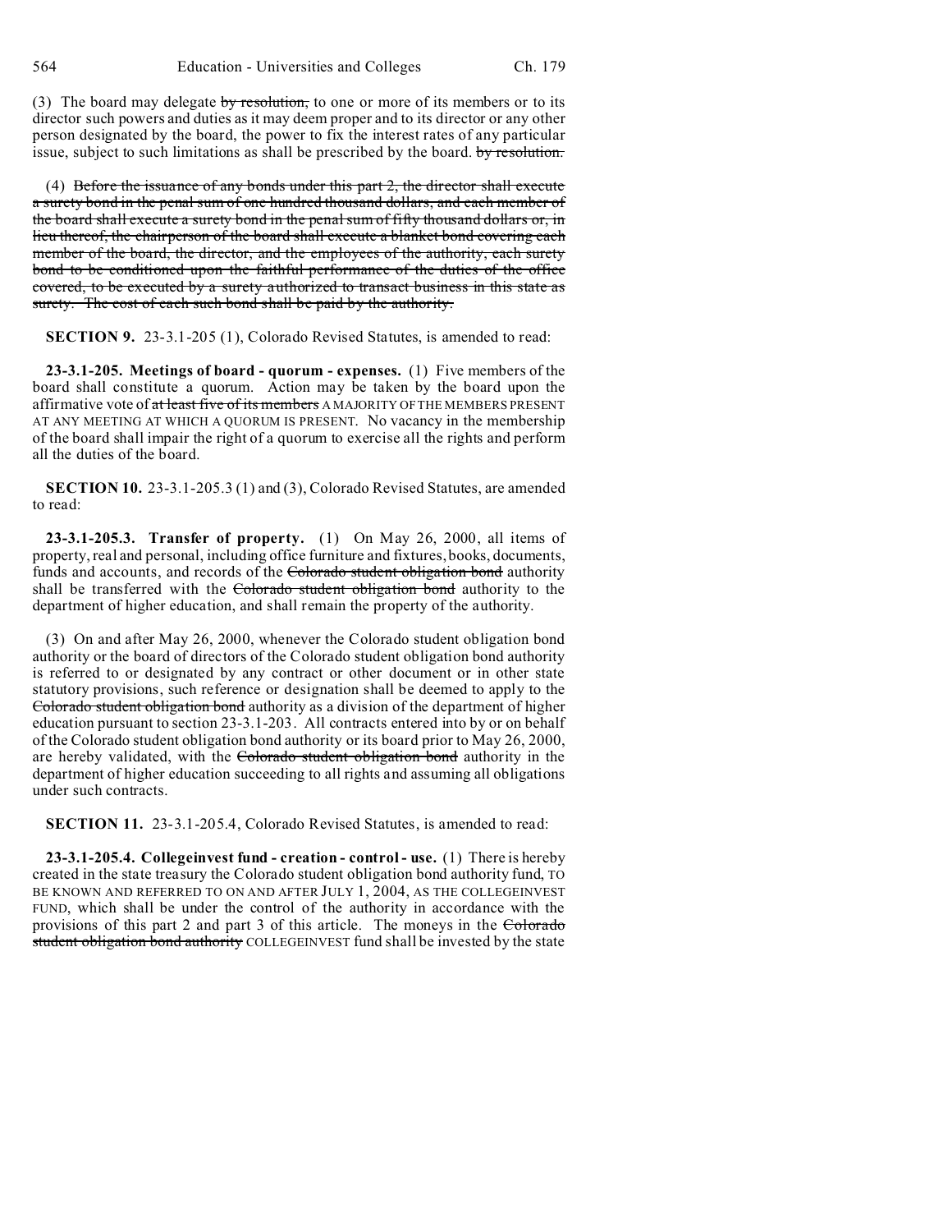(3) The board may delegate ~~by resolution,~~ to one or more of its members or to its director such powers and duties as it may deem proper and to its director or any other person designated by the board, the power to fix the interest rates of any particular issue, subject to such limitations as shall be prescribed by the board. ~~by resolution.~~

(4) ~~Before the issuance of any bonds under this part 2, the director shall execute a surety bond in the penal sum of one hundred thousand dollars, and each member of the board shall execute a surety bond in the penal sum of fifty thousand dollars or, in lieu thereof, the chairperson of the board shall execute a blanket bond covering each member of the board, the director, and the employees of the authority, each surety bond to be conditioned upon the faithful performance of the duties of the office covered, to be executed by a surety authorized to transact business in this state as surety. The cost of each such bond shall be paid by the authority.~~

**SECTION 9.** 23-3.1-205 (1), Colorado Revised Statutes, is amended to read:

**23-3.1-205. Meetings of board - quorum - expenses.** (1) Five members of the board shall constitute a quorum. Action may be taken by the board upon the affirmative vote of ~~at least five of its members~~ A MAJORITY OF THE MEMBERS PRESENT AT ANY MEETING AT WHICH A QUORUM IS PRESENT. No vacancy in the membership of the board shall impair the right of a quorum to exercise all the rights and perform all the duties of the board.

**SECTION 10.** 23-3.1-205.3 (1) and (3), Colorado Revised Statutes, are amended to read:

**23-3.1-205.3. Transfer of property.** (1) On May 26, 2000, all items of property, real and personal, including office furniture and fixtures, books, documents, funds and accounts, and records of the ~~Colorado student obligation bond~~ authority shall be transferred with the ~~Colorado student obligation bond~~ authority to the department of higher education, and shall remain the property of the authority.

(3) On and after May 26, 2000, whenever the Colorado student obligation bond authority or the board of directors of the Colorado student obligation bond authority is referred to or designated by any contract or other document or in other state statutory provisions, such reference or designation shall be deemed to apply to the ~~Colorado student obligation bond~~ authority as a division of the department of higher education pursuant to section 23-3.1-203. All contracts entered into by or on behalf of the Colorado student obligation bond authority or its board prior to May 26, 2000, are hereby validated, with the ~~Colorado student obligation bond~~ authority in the department of higher education succeeding to all rights and assuming all obligations under such contracts.

**SECTION 11.** 23-3.1-205.4, Colorado Revised Statutes, is amended to read:

**23-3.1-205.4. Collegeinvest fund - creation - control - use.** (1) There is hereby created in the state treasury the Colorado student obligation bond authority fund, TO BE KNOWN AND REFERRED TO ON AND AFTER JULY 1, 2004, AS THE COLLEGEINVEST FUND, which shall be under the control of the authority in accordance with the provisions of this part 2 and part 3 of this article. The moneys in the ~~Colorado student obligation bond authority~~ COLLEGEINVEST fund shall be invested by the state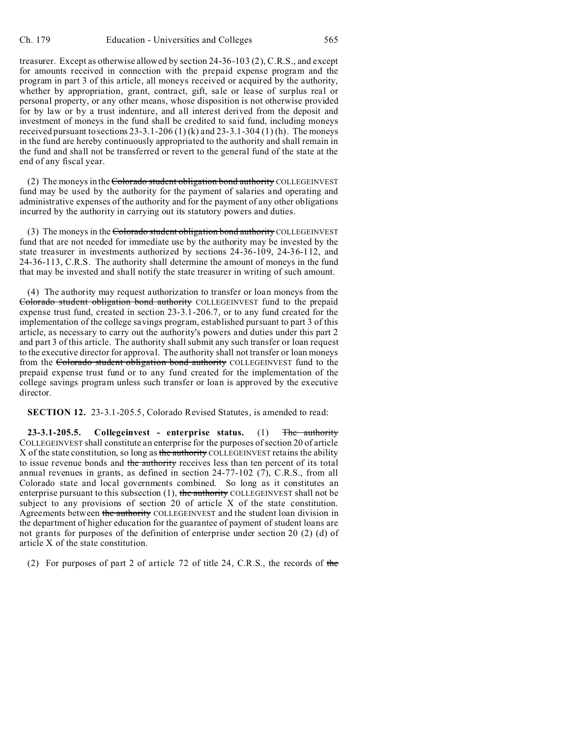treasurer. Except as otherwise allowed by section 24-36-103 (2), C.R.S., and except for amounts received in connection with the prepaid expense program and the program in part 3 of this article, all moneys received or acquired by the authority, whether by appropriation, grant, contract, gift, sale or lease of surplus real or personal property, or any other means, whose disposition is not otherwise provided for by law or by a trust indenture, and all interest derived from the deposit and investment of moneys in the fund shall be credited to said fund, including moneys received pursuant to sections 23-3.1-206 (1) (k) and 23-3.1-304 (1) (h). The moneys in the fund are hereby continuously appropriated to the authority and shall remain in the fund and shall not be transferred or revert to the general fund of the state at the end of any fiscal year.

(2) The moneys in the ~~Colorado student obligation bond authority~~ COLLEGEINVEST fund may be used by the authority for the payment of salaries and operating and administrative expenses of the authority and for the payment of any other obligations incurred by the authority in carrying out its statutory powers and duties.

(3) The moneys in the ~~Colorado student obligation bond authority~~ COLLEGEINVEST fund that are not needed for immediate use by the authority may be invested by the state treasurer in investments authorized by sections 24-36-109, 24-36-112, and 24-36-113, C.R.S. The authority shall determine the amount of moneys in the fund that may be invested and shall notify the state treasurer in writing of such amount.

(4) The authority may request authorization to transfer or loan moneys from the ~~Colorado student obligation bond authority~~ COLLEGEINVEST fund to the prepaid expense trust fund, created in section 23-3.1-206.7, or to any fund created for the implementation of the college savings program, established pursuant to part 3 of this article, as necessary to carry out the authority's powers and duties under this part 2 and part 3 of this article. The authority shall submit any such transfer or loan request to the executive director for approval. The authority shall not transfer or loan moneys from the ~~Colorado student obligation bond authority~~ COLLEGEINVEST fund to the prepaid expense trust fund or to any fund created for the implementation of the college savings program unless such transfer or loan is approved by the executive director.

**SECTION 12.** 23-3.1-205.5, Colorado Revised Statutes, is amended to read:

**23-3.1-205.5. Collegeinvest - enterprise status.** (1) ~~The authority~~ COLLEGEINVEST shall constitute an enterprise for the purposes of section 20 of article X of the state constitution, so long as ~~the authority~~ COLLEGEINVEST retains the ability to issue revenue bonds and ~~the authority~~ receives less than ten percent of its total annual revenues in grants, as defined in section 24-77-102 (7), C.R.S., from all Colorado state and local governments combined. So long as it constitutes an enterprise pursuant to this subsection (1), ~~the authority~~ COLLEGEINVEST shall not be subject to any provisions of section 20 of article X of the state constitution. Agreements between ~~the authority~~ COLLEGEINVEST and the student loan division in the department of higher education for the guarantee of payment of student loans are not grants for purposes of the definition of enterprise under section 20 (2) (d) of article X of the state constitution.

(2) For purposes of part 2 of article 72 of title 24, C.R.S., the records of ~~the~~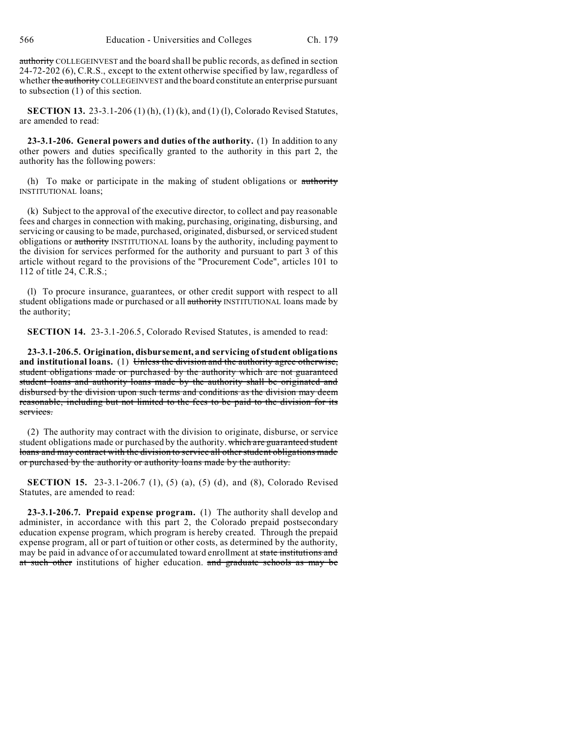~~authority~~ COLLEGEINVEST and the board shall be public records, as defined in section 24-72-202 (6), C.R.S., except to the extent otherwise specified by law, regardless of whether ~~the authority~~ COLLEGEINVEST and the board constitute an enterprise pursuant to subsection (1) of this section.

**SECTION 13.** 23-3.1-206 (1) (h), (1) (k), and (1) (l), Colorado Revised Statutes, are amended to read:

**23-3.1-206. General powers and duties of the authority.** (1) In addition to any other powers and duties specifically granted to the authority in this part 2, the authority has the following powers:

(h) To make or participate in the making of student obligations or ~~authority~~ INSTITUTIONAL loans;

(k) Subject to the approval of the executive director, to collect and pay reasonable fees and charges in connection with making, purchasing, originating, disbursing, and servicing or causing to be made, purchased, originated, disbursed, or serviced student obligations or ~~authority~~ INSTITUTIONAL loans by the authority, including payment to the division for services performed for the authority and pursuant to part 3 of this article without regard to the provisions of the "Procurement Code", articles 101 to 112 of title 24, C.R.S.;

(l) To procure insurance, guarantees, or other credit support with respect to all student obligations made or purchased or all ~~authority~~ INSTITUTIONAL loans made by the authority;

**SECTION 14.** 23-3.1-206.5, Colorado Revised Statutes, is amended to read:

**23-3.1-206.5. Origination, disbursement, and servicing of student obligations and institutional loans.** (1) ~~Unless the division and the authority agree otherwise, student obligations made or purchased by the authority which are not guaranteed student loans and authority loans made by the authority shall be originated and disbursed by the division upon such terms and conditions as the division may deem reasonable, including but not limited to the fees to be paid to the division for its services.~~

(2) The authority may contract with the division to originate, disburse, or service student obligations made or purchased by the authority. ~~which are guaranteed student loans and may contract with the division to service all other student obligations made or purchased by the authority or authority loans made by the authority.~~

**SECTION 15.** 23-3.1-206.7 (1), (5) (a), (5) (d), and (8), Colorado Revised Statutes, are amended to read:

**23-3.1-206.7. Prepaid expense program.** (1) The authority shall develop and administer, in accordance with this part 2, the Colorado prepaid postsecondary education expense program, which program is hereby created. Through the prepaid expense program, all or part of tuition or other costs, as determined by the authority, may be paid in advance of or accumulated toward enrollment at ~~state institutions and at such other~~ institutions of higher education. ~~and graduate schools as may be~~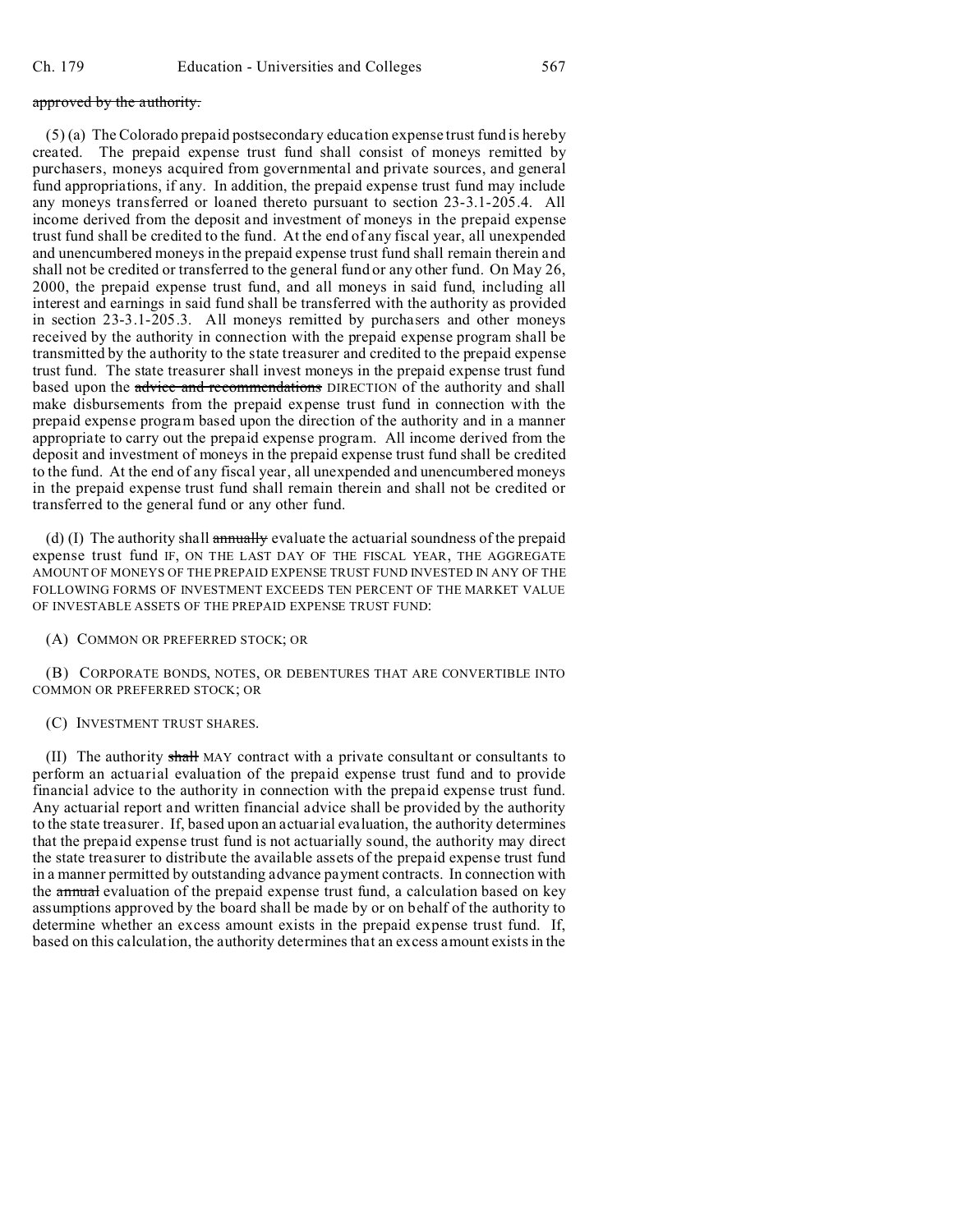~~approved by the authority.~~

(5) (a) The Colorado prepaid postsecondary education expense trust fund is hereby created. The prepaid expense trust fund shall consist of moneys remitted by purchasers, moneys acquired from governmental and private sources, and general fund appropriations, if any. In addition, the prepaid expense trust fund may include any moneys transferred or loaned thereto pursuant to section 23-3.1-205.4. All income derived from the deposit and investment of moneys in the prepaid expense trust fund shall be credited to the fund. At the end of any fiscal year, all unexpended and unencumbered moneys in the prepaid expense trust fund shall remain therein and shall not be credited or transferred to the general fund or any other fund. On May 26, 2000, the prepaid expense trust fund, and all moneys in said fund, including all interest and earnings in said fund shall be transferred with the authority as provided in section 23-3.1-205.3. All moneys remitted by purchasers and other moneys received by the authority in connection with the prepaid expense program shall be transmitted by the authority to the state treasurer and credited to the prepaid expense trust fund. The state treasurer shall invest moneys in the prepaid expense trust fund based upon the ~~advice and recommendations~~ DIRECTION of the authority and shall make disbursements from the prepaid expense trust fund in connection with the prepaid expense program based upon the direction of the authority and in a manner appropriate to carry out the prepaid expense program. All income derived from the deposit and investment of moneys in the prepaid expense trust fund shall be credited to the fund. At the end of any fiscal year, all unexpended and unencumbered moneys in the prepaid expense trust fund shall remain therein and shall not be credited or transferred to the general fund or any other fund.

(d) (I) The authority shall ~~annually~~ evaluate the actuarial soundness of the prepaid expense trust fund IF, ON THE LAST DAY OF THE FISCAL YEAR, THE AGGREGATE AMOUNT OF MONEYS OF THE PREPAID EXPENSE TRUST FUND INVESTED IN ANY OF THE FOLLOWING FORMS OF INVESTMENT EXCEEDS TEN PERCENT OF THE MARKET VALUE OF INVESTABLE ASSETS OF THE PREPAID EXPENSE TRUST FUND:

(A) COMMON OR PREFERRED STOCK; OR

(B) CORPORATE BONDS, NOTES, OR DEBENTURES THAT ARE CONVERTIBLE INTO COMMON OR PREFERRED STOCK; OR

(C) INVESTMENT TRUST SHARES.

(II) The authority ~~shall~~ MAY contract with a private consultant or consultants to perform an actuarial evaluation of the prepaid expense trust fund and to provide financial advice to the authority in connection with the prepaid expense trust fund. Any actuarial report and written financial advice shall be provided by the authority to the state treasurer. If, based upon an actuarial evaluation, the authority determines that the prepaid expense trust fund is not actuarially sound, the authority may direct the state treasurer to distribute the available assets of the prepaid expense trust fund in a manner permitted by outstanding advance payment contracts. In connection with the ~~annual~~ evaluation of the prepaid expense trust fund, a calculation based on key assumptions approved by the board shall be made by or on behalf of the authority to determine whether an excess amount exists in the prepaid expense trust fund. If, based on this calculation, the authority determines that an excess amount exists in the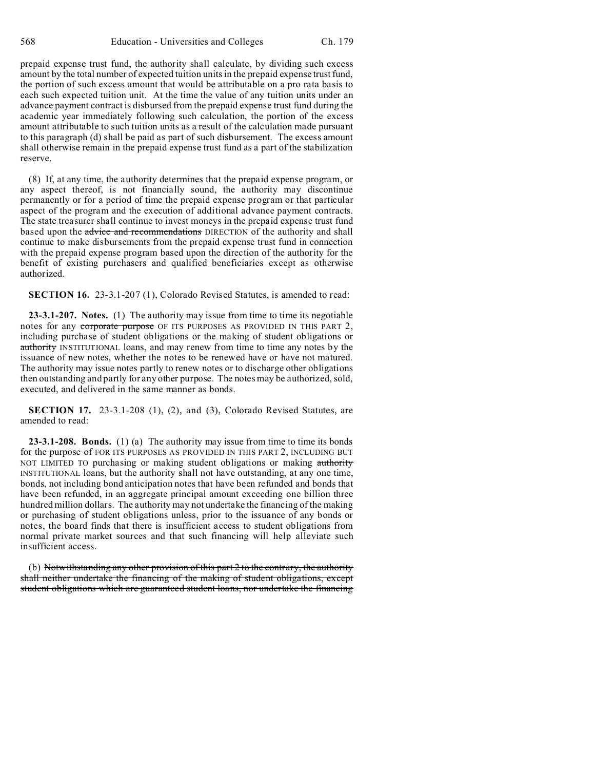prepaid expense trust fund, the authority shall calculate, by dividing such excess amount by the total number of expected tuition units in the prepaid expense trust fund, the portion of such excess amount that would be attributable on a pro rata basis to each such expected tuition unit. At the time the value of any tuition units under an advance payment contract is disbursed from the prepaid expense trust fund during the academic year immediately following such calculation, the portion of the excess amount attributable to such tuition units as a result of the calculation made pursuant to this paragraph (d) shall be paid as part of such disbursement. The excess amount shall otherwise remain in the prepaid expense trust fund as a part of the stabilization reserve.

(8) If, at any time, the authority determines that the prepaid expense program, or any aspect thereof, is not financially sound, the authority may discontinue permanently or for a period of time the prepaid expense program or that particular aspect of the program and the execution of additional advance payment contracts. The state treasurer shall continue to invest moneys in the prepaid expense trust fund based upon the ~~advice and recommendations~~ DIRECTION of the authority and shall continue to make disbursements from the prepaid expense trust fund in connection with the prepaid expense program based upon the direction of the authority for the benefit of existing purchasers and qualified beneficiaries except as otherwise authorized.

**SECTION 16.** 23-3.1-207 (1), Colorado Revised Statutes, is amended to read:

**23-3.1-207. Notes.** (1) The authority may issue from time to time its negotiable notes for any ~~corporate purpose~~ OF ITS PURPOSES AS PROVIDED IN THIS PART 2, including purchase of student obligations or the making of student obligations or ~~authority~~ INSTITUTIONAL loans, and may renew from time to time any notes by the issuance of new notes, whether the notes to be renewed have or have not matured. The authority may issue notes partly to renew notes or to discharge other obligations then outstanding and partly for any other purpose. The notes may be authorized, sold, executed, and delivered in the same manner as bonds.

**SECTION 17.** 23-3.1-208 (1), (2), and (3), Colorado Revised Statutes, are amended to read:

**23-3.1-208. Bonds.** (1) (a) The authority may issue from time to time its bonds ~~for the purpose of~~ FOR ITS PURPOSES AS PROVIDED IN THIS PART 2, INCLUDING BUT NOT LIMITED TO purchasing or making student obligations or making ~~authority~~ INSTITUTIONAL loans, but the authority shall not have outstanding, at any one time, bonds, not including bond anticipation notes that have been refunded and bonds that have been refunded, in an aggregate principal amount exceeding one billion three hundred million dollars. The authority may not undertake the financing of the making or purchasing of student obligations unless, prior to the issuance of any bonds or notes, the board finds that there is insufficient access to student obligations from normal private market sources and that such financing will help alleviate such insufficient access.

(b) ~~Notwithstanding any other provision of this part 2 to the contrary, the authority shall neither undertake the financing of the making of student obligations, except student obligations which are guaranteed student loans, nor undertake the financing~~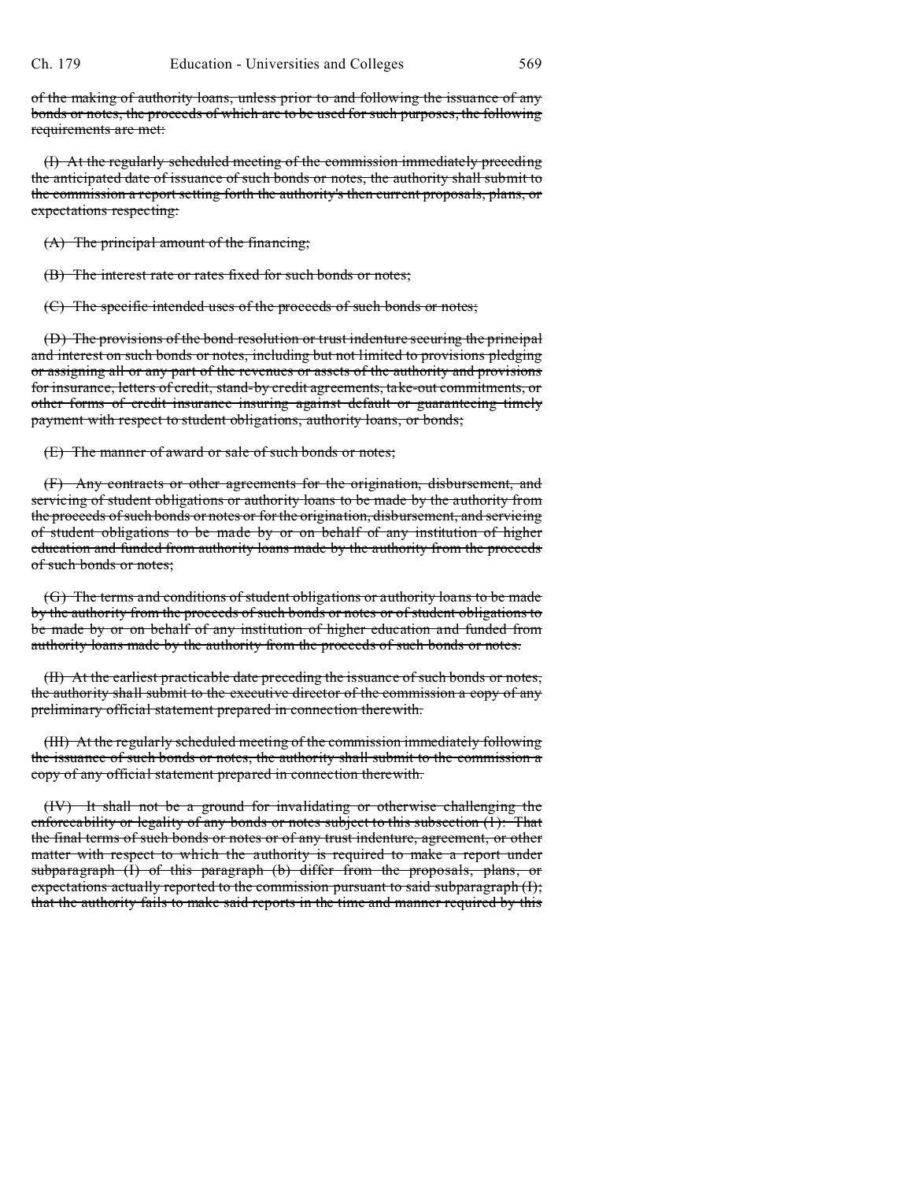~~of the making of authority loans, unless prior to and following the issuance of any bonds or notes, the proceeds of which are to be used for such purposes, the following requirements are met:~~

~~(I) At the regularly scheduled meeting of the commission immediately preceding the anticipated date of issuance of such bonds or notes, the authority shall submit to the commission a report setting forth the authority's then current proposals, plans, or expectations respecting:~~

~~(A) The principal amount of the financing;~~

~~(B) The interest rate or rates fixed for such bonds or notes;~~

~~(C) The specific intended uses of the proceeds of such bonds or notes;~~

~~(D) The provisions of the bond resolution or trust indenture securing the principal and interest on such bonds or notes, including but not limited to provisions pledging or assigning all or any part of the revenues or assets of the authority and provisions for insurance, letters of credit, stand-by credit agreements, take-out commitments, or other forms of credit insurance insuring against default or guaranteeing timely payment with respect to student obligations, authority loans, or bonds;~~

~~(E) The manner of award or sale of such bonds or notes;~~

~~(F) Any contracts or other agreements for the origination, disbursement, and servicing of student obligations or authority loans to be made by the authority from the proceeds of such bonds or notes or for the origination, disbursement, and servicing of student obligations to be made by or on behalf of any institution of higher education and funded from authority loans made by the authority from the proceeds of such bonds or notes;~~

~~(G) The terms and conditions of student obligations or authority loans to be made by the authority from the proceeds of such bonds or notes or of student obligations to be made by or on behalf of any institution of higher education and funded from authority loans made by the authority from the proceeds of such bonds or notes.~~

~~(II) At the earliest practicable date preceding the issuance of such bonds or notes, the authority shall submit to the executive director of the commission a copy of any preliminary official statement prepared in connection therewith.~~

~~(III) At the regularly scheduled meeting of the commission immediately following the issuance of such bonds or notes, the authority shall submit to the commission a copy of any official statement prepared in connection therewith.~~

~~(IV) It shall not be a ground for invalidating or otherwise challenging the enforceability or legality of any bonds or notes subject to this subsection (1): That the final terms of such bonds or notes or of any trust indenture, agreement, or other matter with respect to which the authority is required to make a report under subparagraph (I) of this paragraph (b) differ from the proposals, plans, or expectations actually reported to the commission pursuant to said subparagraph (I); that the authority fails to make said reports in the time and manner required by this~~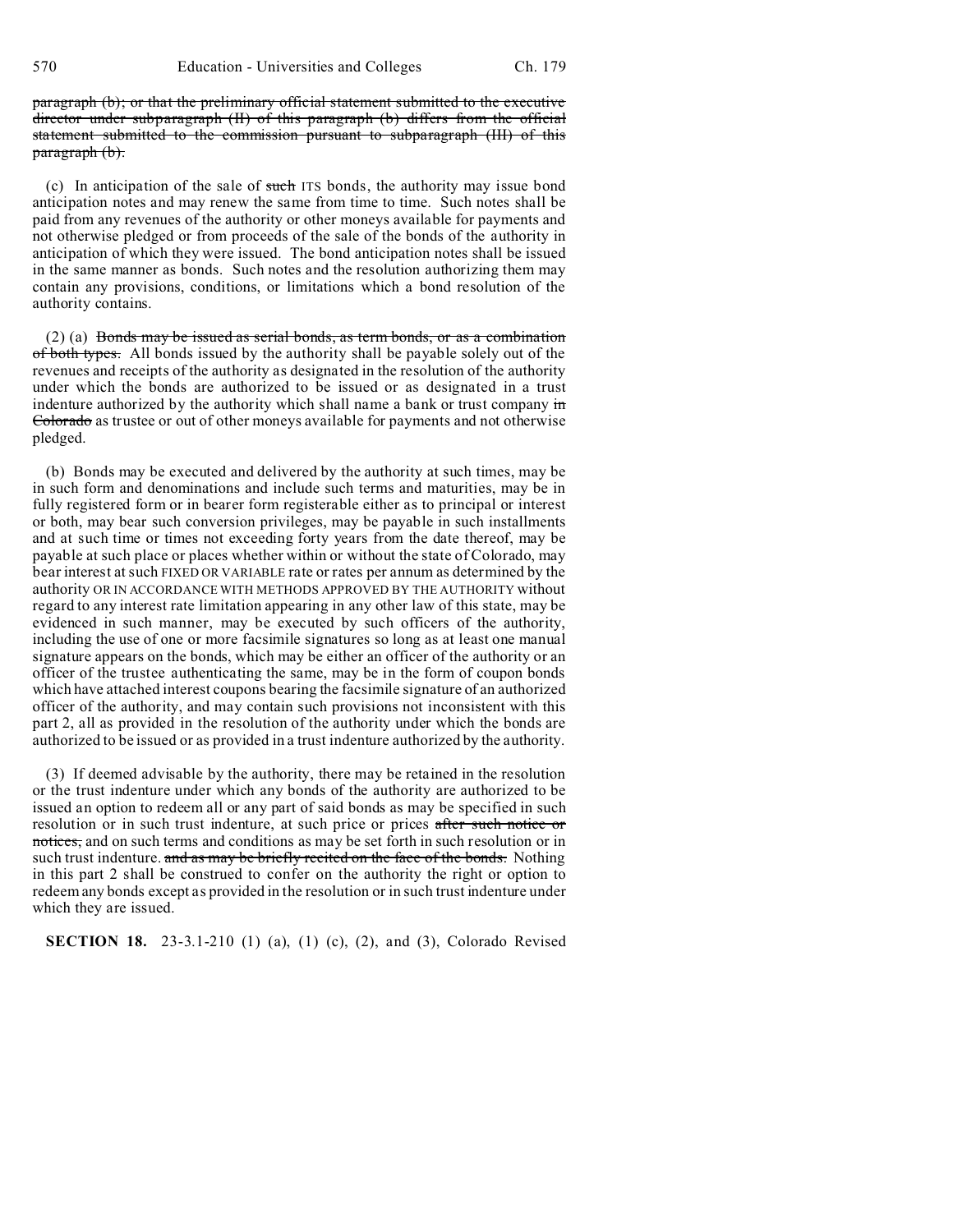paragraph (b); or that the preliminary official statement submitted to the executive director under subparagraph (II) of this paragraph (b) differs from the official statement submitted to the commission pursuant to subparagraph (III) of this paragraph (b).

(c) In anticipation of the sale of such ITS bonds, the authority may issue bond anticipation notes and may renew the same from time to time. Such notes shall be paid from any revenues of the authority or other moneys available for payments and not otherwise pledged or from proceeds of the sale of the bonds of the authority in anticipation of which they were issued. The bond anticipation notes shall be issued in the same manner as bonds. Such notes and the resolution authorizing them may contain any provisions, conditions, or limitations which a bond resolution of the authority contains.

(2) (a) Bonds may be issued as serial bonds, as term bonds, or as a combination of both types. All bonds issued by the authority shall be payable solely out of the revenues and receipts of the authority as designated in the resolution of the authority under which the bonds are authorized to be issued or as designated in a trust indenture authorized by the authority which shall name a bank or trust company in Colorado as trustee or out of other moneys available for payments and not otherwise pledged.

(b) Bonds may be executed and delivered by the authority at such times, may be in such form and denominations and include such terms and maturities, may be in fully registered form or in bearer form registerable either as to principal or interest or both, may bear such conversion privileges, may be payable in such installments and at such time or times not exceeding forty years from the date thereof, may be payable at such place or places whether within or without the state of Colorado, may bear interest at such FIXED OR VARIABLE rate or rates per annum as determined by the authority OR IN ACCORDANCE WITH METHODS APPROVED BY THE AUTHORITY without regard to any interest rate limitation appearing in any other law of this state, may be evidenced in such manner, may be executed by such officers of the authority, including the use of one or more facsimile signatures so long as at least one manual signature appears on the bonds, which may be either an officer of the authority or an officer of the trustee authenticating the same, may be in the form of coupon bonds which have attached interest coupons bearing the facsimile signature of an authorized officer of the authority, and may contain such provisions not inconsistent with this part 2, all as provided in the resolution of the authority under which the bonds are authorized to be issued or as provided in a trust indenture authorized by the authority.

(3) If deemed advisable by the authority, there may be retained in the resolution or the trust indenture under which any bonds of the authority are authorized to be issued an option to redeem all or any part of said bonds as may be specified in such resolution or in such trust indenture, at such price or prices after such notice or notices, and on such terms and conditions as may be set forth in such resolution or in such trust indenture. and as may be briefly recited on the face of the bonds. Nothing in this part 2 shall be construed to confer on the authority the right or option to redeem any bonds except as provided in the resolution or in such trust indenture under which they are issued.

**SECTION 18.** 23-3.1-210 (1) (a), (1) (c), (2), and (3), Colorado Revised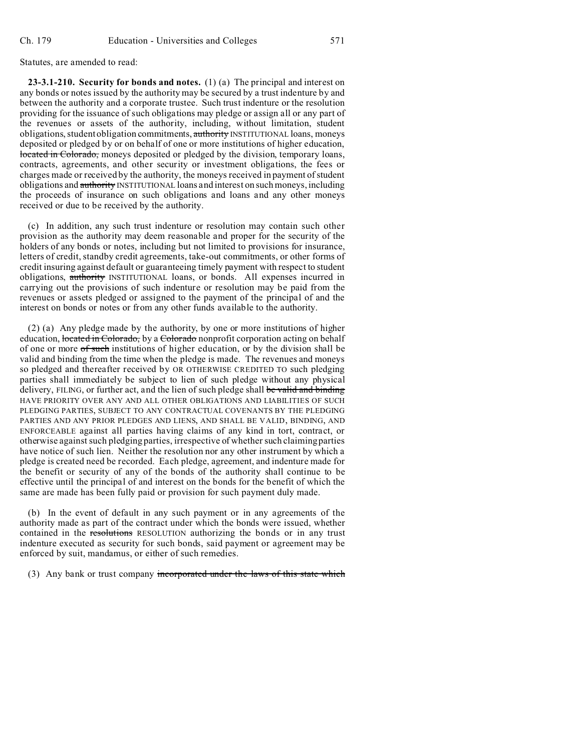Statutes, are amended to read:

**23-3.1-210. Security for bonds and notes.** (1) (a) The principal and interest on any bonds or notes issued by the authority may be secured by a trust indenture by and between the authority and a corporate trustee. Such trust indenture or the resolution providing for the issuance of such obligations may pledge or assign all or any part of the revenues or assets of the authority, including, without limitation, student obligations, student obligation commitments, ~~authority~~ INSTITUTIONAL loans, moneys deposited or pledged by or on behalf of one or more institutions of higher education, ~~located in Colorado,~~ moneys deposited or pledged by the division, temporary loans, contracts, agreements, and other security or investment obligations, the fees or charges made or received by the authority, the moneys received in payment of student obligations and ~~authority~~ INSTITUTIONAL loans and interest on such moneys, including the proceeds of insurance on such obligations and loans and any other moneys received or due to be received by the authority.

(c) In addition, any such trust indenture or resolution may contain such other provision as the authority may deem reasonable and proper for the security of the holders of any bonds or notes, including but not limited to provisions for insurance, letters of credit, standby credit agreements, take-out commitments, or other forms of credit insuring against default or guaranteeing timely payment with respect to student obligations, ~~authority~~ INSTITUTIONAL loans, or bonds. All expenses incurred in carrying out the provisions of such indenture or resolution may be paid from the revenues or assets pledged or assigned to the payment of the principal of and the interest on bonds or notes or from any other funds available to the authority.

(2) (a) Any pledge made by the authority, by one or more institutions of higher education, ~~located in Colorado,~~ by a ~~Colorado~~ nonprofit corporation acting on behalf of one or more ~~of such~~ institutions of higher education, or by the division shall be valid and binding from the time when the pledge is made. The revenues and moneys so pledged and thereafter received by OR OTHERWISE CREDITED TO such pledging parties shall immediately be subject to lien of such pledge without any physical delivery, FILING, or further act, and the lien of such pledge shall ~~be valid and binding~~ HAVE PRIORITY OVER ANY AND ALL OTHER OBLIGATIONS AND LIABILITIES OF SUCH PLEDGING PARTIES, SUBJECT TO ANY CONTRACTUAL COVENANTS BY THE PLEDGING PARTIES AND ANY PRIOR PLEDGES AND LIENS, AND SHALL BE VALID, BINDING, AND ENFORCEABLE against all parties having claims of any kind in tort, contract, or otherwise against such pledging parties, irrespective of whether such claiming parties have notice of such lien. Neither the resolution nor any other instrument by which a pledge is created need be recorded. Each pledge, agreement, and indenture made for the benefit or security of any of the bonds of the authority shall continue to be effective until the principal of and interest on the bonds for the benefit of which the same are made has been fully paid or provision for such payment duly made.

(b) In the event of default in any such payment or in any agreements of the authority made as part of the contract under which the bonds were issued, whether contained in the ~~resolutions~~ RESOLUTION authorizing the bonds or in any trust indenture executed as security for such bonds, said payment or agreement may be enforced by suit, mandamus, or either of such remedies.

(3) Any bank or trust company ~~incorporated under the laws of this state which~~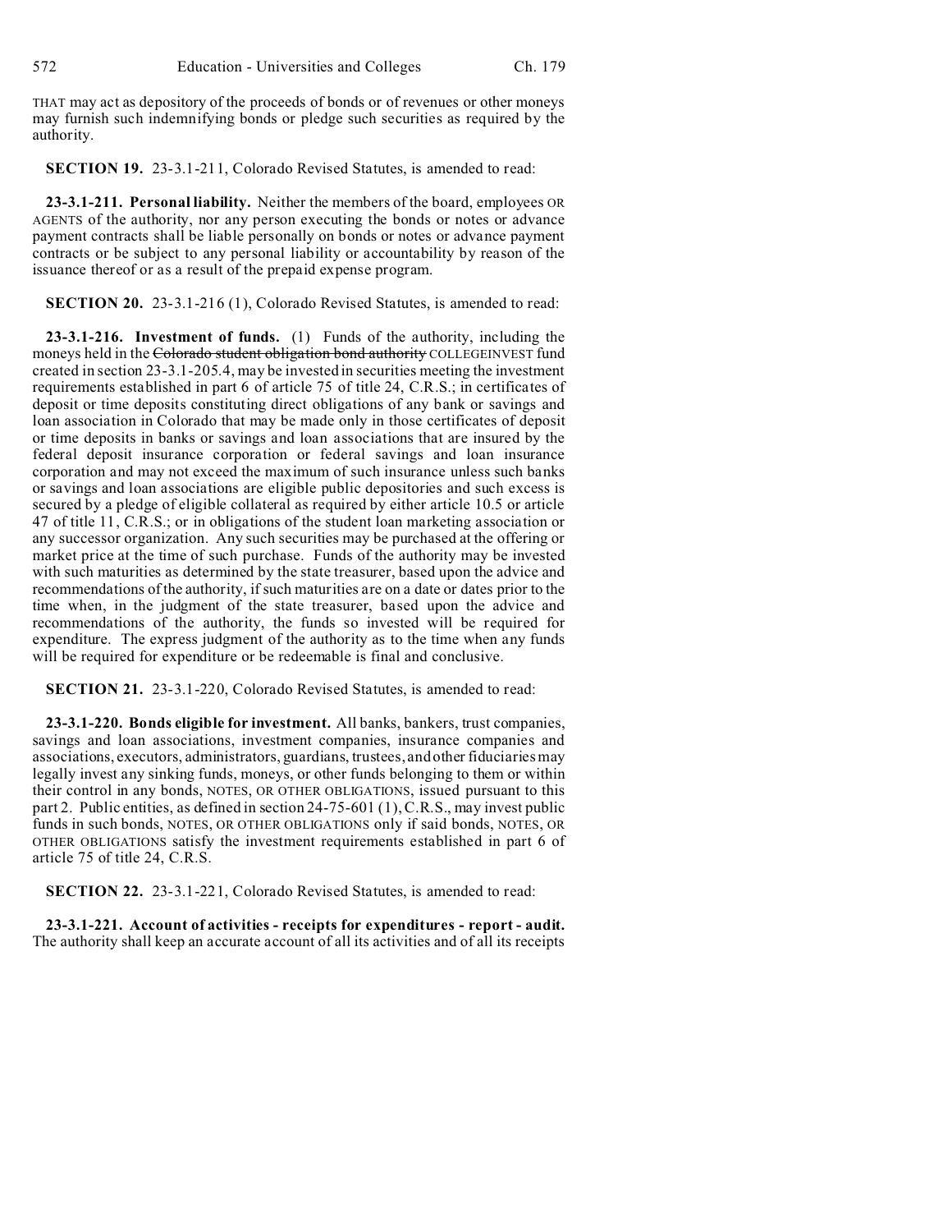THAT may act as depository of the proceeds of bonds or of revenues or other moneys may furnish such indemnifying bonds or pledge such securities as required by the authority.

**SECTION 19.** 23-3.1-211, Colorado Revised Statutes, is amended to read:

**23-3.1-211. Personal liability.** Neither the members of the board, employees OR AGENTS of the authority, nor any person executing the bonds or notes or advance payment contracts shall be liable personally on bonds or notes or advance payment contracts or be subject to any personal liability or accountability by reason of the issuance thereof or as a result of the prepaid expense program.

**SECTION 20.** 23-3.1-216 (1), Colorado Revised Statutes, is amended to read:

**23-3.1-216. Investment of funds.** (1) Funds of the authority, including the moneys held in the ~~Colorado student obligation bond authority~~ COLLEGEINVEST fund created in section 23-3.1-205.4, may be invested in securities meeting the investment requirements established in part 6 of article 75 of title 24, C.R.S.; in certificates of deposit or time deposits constituting direct obligations of any bank or savings and loan association in Colorado that may be made only in those certificates of deposit or time deposits in banks or savings and loan associations that are insured by the federal deposit insurance corporation or federal savings and loan insurance corporation and may not exceed the maximum of such insurance unless such banks or savings and loan associations are eligible public depositories and such excess is secured by a pledge of eligible collateral as required by either article 10.5 or article 47 of title 11, C.R.S.; or in obligations of the student loan marketing association or any successor organization. Any such securities may be purchased at the offering or market price at the time of such purchase. Funds of the authority may be invested with such maturities as determined by the state treasurer, based upon the advice and recommendations of the authority, if such maturities are on a date or dates prior to the time when, in the judgment of the state treasurer, based upon the advice and recommendations of the authority, the funds so invested will be required for expenditure. The express judgment of the authority as to the time when any funds will be required for expenditure or be redeemable is final and conclusive.

**SECTION 21.** 23-3.1-220, Colorado Revised Statutes, is amended to read:

**23-3.1-220. Bonds eligible for investment.** All banks, bankers, trust companies, savings and loan associations, investment companies, insurance companies and associations, executors, administrators, guardians, trustees, and other fiduciaries may legally invest any sinking funds, moneys, or other funds belonging to them or within their control in any bonds, NOTES, OR OTHER OBLIGATIONS, issued pursuant to this part 2. Public entities, as defined in section 24-75-601 (1), C.R.S., may invest public funds in such bonds, NOTES, OR OTHER OBLIGATIONS only if said bonds, NOTES, OR OTHER OBLIGATIONS satisfy the investment requirements established in part 6 of article 75 of title 24, C.R.S.

**SECTION 22.** 23-3.1-221, Colorado Revised Statutes, is amended to read:

**23-3.1-221. Account of activities - receipts for expenditures - report - audit.** The authority shall keep an accurate account of all its activities and of all its receipts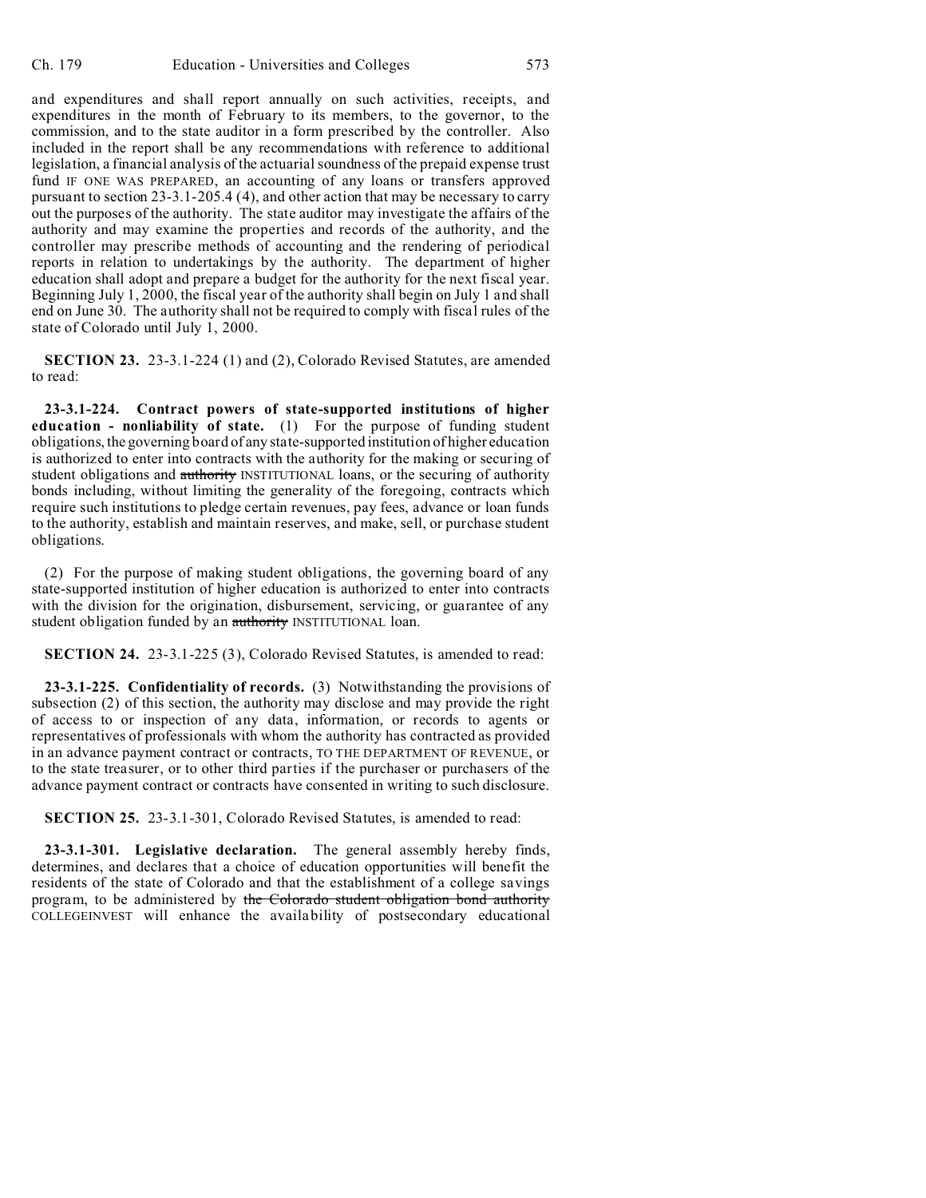and expenditures and shall report annually on such activities, receipts, and expenditures in the month of February to its members, to the governor, to the commission, and to the state auditor in a form prescribed by the controller. Also included in the report shall be any recommendations with reference to additional legislation, a financial analysis of the actuarial soundness of the prepaid expense trust fund IF ONE WAS PREPARED, an accounting of any loans or transfers approved pursuant to section 23-3.1-205.4 (4), and other action that may be necessary to carry out the purposes of the authority. The state auditor may investigate the affairs of the authority and may examine the properties and records of the authority, and the controller may prescribe methods of accounting and the rendering of periodical reports in relation to undertakings by the authority. The department of higher education shall adopt and prepare a budget for the authority for the next fiscal year. Beginning July 1, 2000, the fiscal year of the authority shall begin on July 1 and shall end on June 30. The authority shall not be required to comply with fiscal rules of the state of Colorado until July 1, 2000.

**SECTION 23.** 23-3.1-224 (1) and (2), Colorado Revised Statutes, are amended to read:

**23-3.1-224. Contract powers of state-supported institutions of higher education - nonliability of state.** (1) For the purpose of funding student obligations, the governing board of any state-supported institution of higher education is authorized to enter into contracts with the authority for the making or securing of student obligations and ~~authority~~ INSTITUTIONAL loans, or the securing of authority bonds including, without limiting the generality of the foregoing, contracts which require such institutions to pledge certain revenues, pay fees, advance or loan funds to the authority, establish and maintain reserves, and make, sell, or purchase student obligations.

(2) For the purpose of making student obligations, the governing board of any state-supported institution of higher education is authorized to enter into contracts with the division for the origination, disbursement, servicing, or guarantee of any student obligation funded by an ~~authority~~ INSTITUTIONAL loan.

**SECTION 24.** 23-3.1-225 (3), Colorado Revised Statutes, is amended to read:

**23-3.1-225. Confidentiality of records.** (3) Notwithstanding the provisions of subsection (2) of this section, the authority may disclose and may provide the right of access to or inspection of any data, information, or records to agents or representatives of professionals with whom the authority has contracted as provided in an advance payment contract or contracts, TO THE DEPARTMENT OF REVENUE, or to the state treasurer, or to other third parties if the purchaser or purchasers of the advance payment contract or contracts have consented in writing to such disclosure.

**SECTION 25.** 23-3.1-301, Colorado Revised Statutes, is amended to read:

**23-3.1-301. Legislative declaration.** The general assembly hereby finds, determines, and declares that a choice of education opportunities will benefit the residents of the state of Colorado and that the establishment of a college savings program, to be administered by ~~the Colorado student obligation bond authority~~ COLLEGEINVEST will enhance the availability of postsecondary educational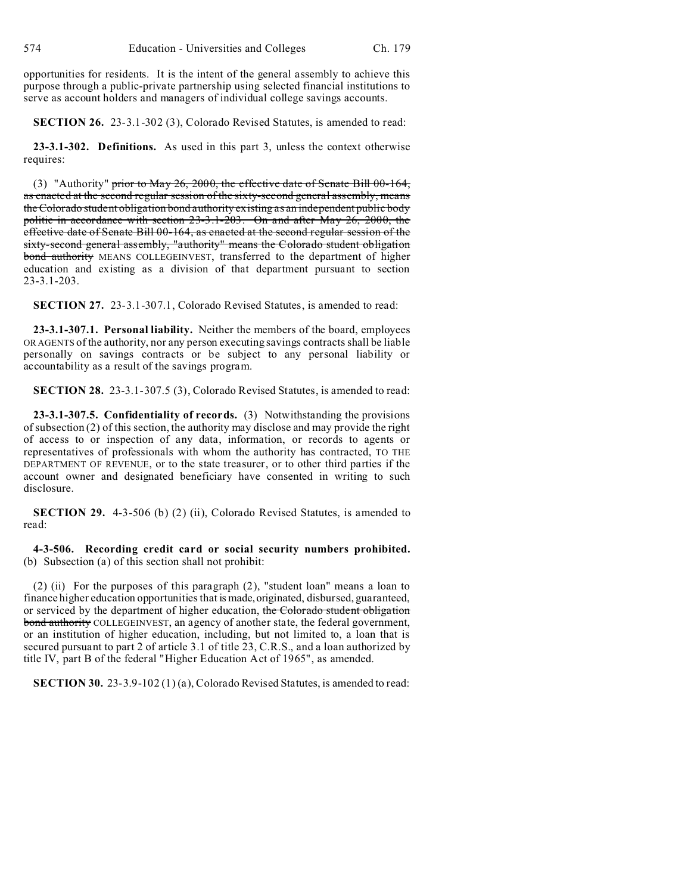opportunities for residents. It is the intent of the general assembly to achieve this purpose through a public-private partnership using selected financial institutions to serve as account holders and managers of individual college savings accounts.

**SECTION 26.** 23-3.1-302 (3), Colorado Revised Statutes, is amended to read:

**23-3.1-302. Definitions.** As used in this part 3, unless the context otherwise requires:

(3) "Authority" ~~prior to May 26, 2000, the effective date of Senate Bill 00-164, as enacted at the second regular session of the sixty-second general assembly, means the Colorado student obligation bond authority existing as an independent public body politic in accordance with section 23-3.1-203. On and after May 26, 2000, the effective date of Senate Bill 00-164, as enacted at the second regular session of the sixty-second general assembly, "authority" means the Colorado student obligation bond authority~~ MEANS COLLEGEINVEST, transferred to the department of higher education and existing as a division of that department pursuant to section 23-3.1-203.

**SECTION 27.** 23-3.1-307.1, Colorado Revised Statutes, is amended to read:

**23-3.1-307.1. Personal liability.** Neither the members of the board, employees OR AGENTS of the authority, nor any person executing savings contracts shall be liable personally on savings contracts or be subject to any personal liability or accountability as a result of the savings program.

**SECTION 28.** 23-3.1-307.5 (3), Colorado Revised Statutes, is amended to read:

**23-3.1-307.5. Confidentiality of records.** (3) Notwithstanding the provisions of subsection (2) of this section, the authority may disclose and may provide the right of access to or inspection of any data, information, or records to agents or representatives of professionals with whom the authority has contracted, TO THE DEPARTMENT OF REVENUE, or to the state treasurer, or to other third parties if the account owner and designated beneficiary have consented in writing to such disclosure.

**SECTION 29.** 4-3-506 (b) (2) (ii), Colorado Revised Statutes, is amended to read:

**4-3-506. Recording credit card or social security numbers prohibited.** (b) Subsection (a) of this section shall not prohibit:

(2) (ii) For the purposes of this paragraph (2), "student loan" means a loan to finance higher education opportunities that is made, originated, disbursed, guaranteed, or serviced by the department of higher education, ~~the Colorado student obligation bond authority~~ COLLEGEINVEST, an agency of another state, the federal government, or an institution of higher education, including, but not limited to, a loan that is secured pursuant to part 2 of article 3.1 of title 23, C.R.S., and a loan authorized by title IV, part B of the federal "Higher Education Act of 1965", as amended.

**SECTION 30.** 23-3.9-102 (1) (a), Colorado Revised Statutes, is amended to read: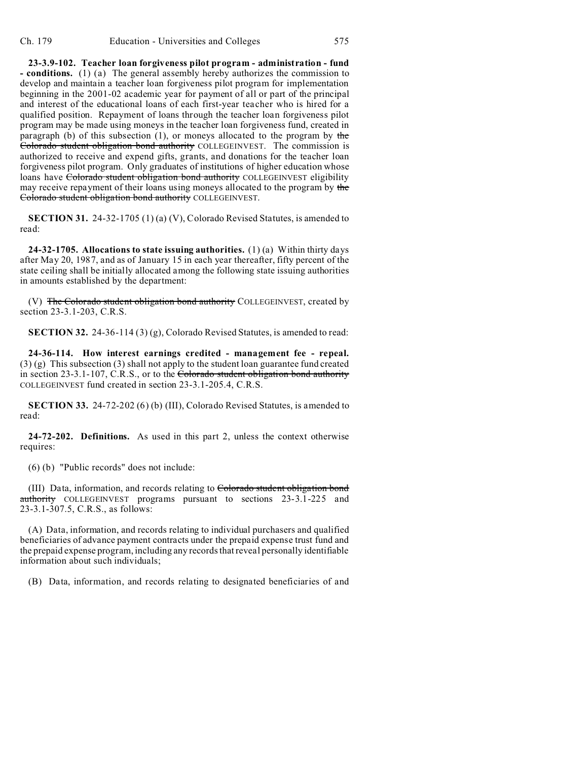**23-3.9-102. Teacher loan forgiveness pilot program - administration - fund - conditions.** (1) (a) The general assembly hereby authorizes the commission to develop and maintain a teacher loan forgiveness pilot program for implementation beginning in the 2001-02 academic year for payment of all or part of the principal and interest of the educational loans of each first-year teacher who is hired for a qualified position. Repayment of loans through the teacher loan forgiveness pilot program may be made using moneys in the teacher loan forgiveness fund, created in paragraph (b) of this subsection (1), or moneys allocated to the program by ~~the Colorado student obligation bond authority~~ COLLEGEINVEST. The commission is authorized to receive and expend gifts, grants, and donations for the teacher loan forgiveness pilot program. Only graduates of institutions of higher education whose loans have ~~Colorado student obligation bond authority~~ COLLEGEINVEST eligibility may receive repayment of their loans using moneys allocated to the program by ~~the Colorado student obligation bond authority~~ COLLEGEINVEST.

**SECTION 31.** 24-32-1705 (1) (a) (V), Colorado Revised Statutes, is amended to read:

**24-32-1705. Allocations to state issuing authorities.** (1) (a) Within thirty days after May 20, 1987, and as of January 15 in each year thereafter, fifty percent of the state ceiling shall be initially allocated among the following state issuing authorities in amounts established by the department:

(V) ~~The Colorado student obligation bond authority~~ COLLEGEINVEST, created by section 23-3.1-203, C.R.S.

**SECTION 32.** 24-36-114 (3) (g), Colorado Revised Statutes, is amended to read:

**24-36-114. How interest earnings credited - management fee - repeal.** (3) (g) This subsection (3) shall not apply to the student loan guarantee fund created in section 23-3.1-107, C.R.S., or to the ~~Colorado student obligation bond authority~~ COLLEGEINVEST fund created in section 23-3.1-205.4, C.R.S.

**SECTION 33.** 24-72-202 (6) (b) (III), Colorado Revised Statutes, is amended to read:

**24-72-202. Definitions.** As used in this part 2, unless the context otherwise requires:

(6) (b) "Public records" does not include:

(III) Data, information, and records relating to ~~Colorado student obligation bond authority~~ COLLEGEINVEST programs pursuant to sections 23-3.1-225 and 23-3.1-307.5, C.R.S., as follows:

(A) Data, information, and records relating to individual purchasers and qualified beneficiaries of advance payment contracts under the prepaid expense trust fund and the prepaid expense program, including any records that reveal personally identifiable information about such individuals;

(B) Data, information, and records relating to designated beneficiaries of and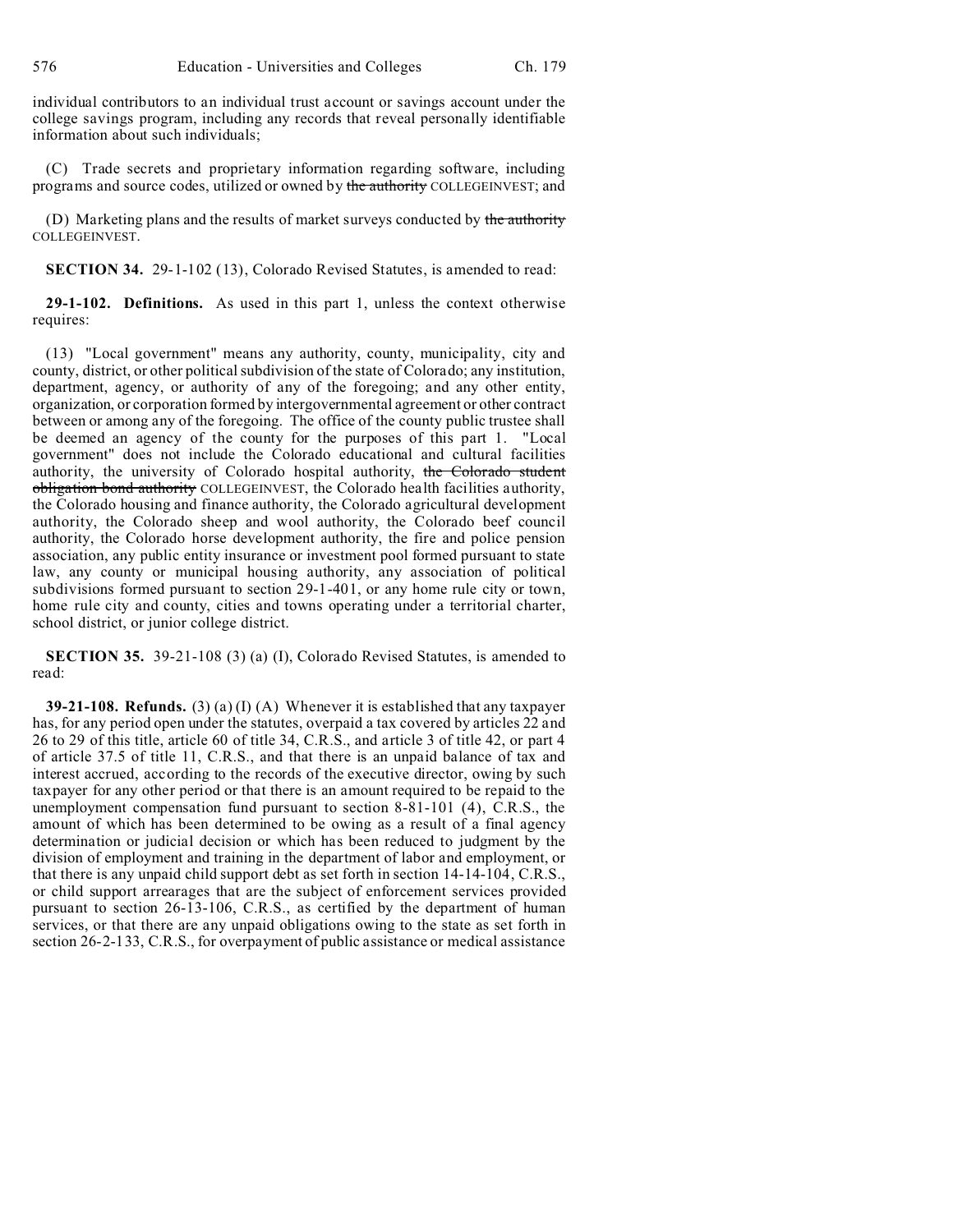individual contributors to an individual trust account or savings account under the college savings program, including any records that reveal personally identifiable information about such individuals;

(C) Trade secrets and proprietary information regarding software, including programs and source codes, utilized or owned by ~~the authority~~ COLLEGEINVEST; and

(D) Marketing plans and the results of market surveys conducted by ~~the authority~~ COLLEGEINVEST.

**SECTION 34.** 29-1-102 (13), Colorado Revised Statutes, is amended to read:

**29-1-102. Definitions.** As used in this part 1, unless the context otherwise requires:

(13) "Local government" means any authority, county, municipality, city and county, district, or other political subdivision of the state of Colorado; any institution, department, agency, or authority of any of the foregoing; and any other entity, organization, or corporation formed by intergovernmental agreement or other contract between or among any of the foregoing. The office of the county public trustee shall be deemed an agency of the county for the purposes of this part 1. "Local government" does not include the Colorado educational and cultural facilities authority, the university of Colorado hospital authority, ~~the Colorado student obligation bond authority~~ COLLEGEINVEST, the Colorado health facilities authority, the Colorado housing and finance authority, the Colorado agricultural development authority, the Colorado sheep and wool authority, the Colorado beef council authority, the Colorado horse development authority, the fire and police pension association, any public entity insurance or investment pool formed pursuant to state law, any county or municipal housing authority, any association of political subdivisions formed pursuant to section 29-1-401, or any home rule city or town, home rule city and county, cities and towns operating under a territorial charter, school district, or junior college district.

**SECTION 35.** 39-21-108 (3) (a) (I), Colorado Revised Statutes, is amended to read:

**39-21-108. Refunds.** (3) (a) (I) (A) Whenever it is established that any taxpayer has, for any period open under the statutes, overpaid a tax covered by articles 22 and 26 to 29 of this title, article 60 of title 34, C.R.S., and article 3 of title 42, or part 4 of article 37.5 of title 11, C.R.S., and that there is an unpaid balance of tax and interest accrued, according to the records of the executive director, owing by such taxpayer for any other period or that there is an amount required to be repaid to the unemployment compensation fund pursuant to section 8-81-101 (4), C.R.S., the amount of which has been determined to be owing as a result of a final agency determination or judicial decision or which has been reduced to judgment by the division of employment and training in the department of labor and employment, or that there is any unpaid child support debt as set forth in section 14-14-104, C.R.S., or child support arrearages that are the subject of enforcement services provided pursuant to section 26-13-106, C.R.S., as certified by the department of human services, or that there are any unpaid obligations owing to the state as set forth in section 26-2-133, C.R.S., for overpayment of public assistance or medical assistance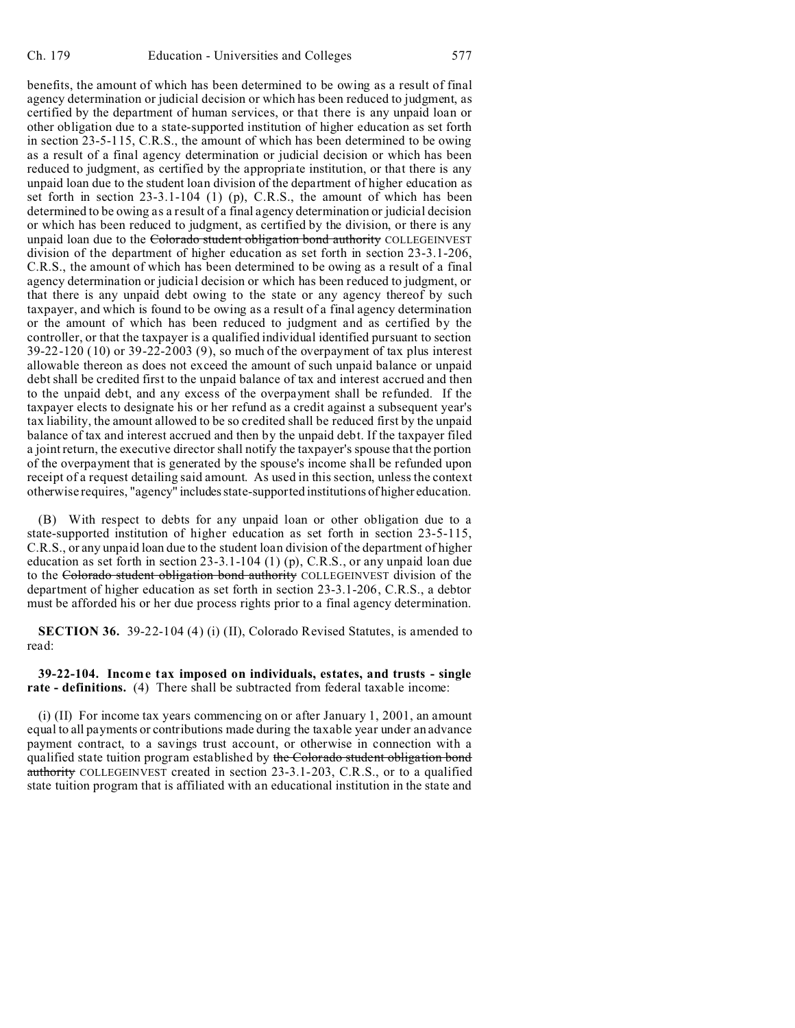benefits, the amount of which has been determined to be owing as a result of final agency determination or judicial decision or which has been reduced to judgment, as certified by the department of human services, or that there is any unpaid loan or other obligation due to a state-supported institution of higher education as set forth in section 23-5-115, C.R.S., the amount of which has been determined to be owing as a result of a final agency determination or judicial decision or which has been reduced to judgment, as certified by the appropriate institution, or that there is any unpaid loan due to the student loan division of the department of higher education as set forth in section 23-3.1-104 (1) (p), C.R.S., the amount of which has been determined to be owing as a result of a final agency determination or judicial decision or which has been reduced to judgment, as certified by the division, or there is any unpaid loan due to the ~~Colorado student obligation bond authority~~ COLLEGEINVEST division of the department of higher education as set forth in section 23-3.1-206, C.R.S., the amount of which has been determined to be owing as a result of a final agency determination or judicial decision or which has been reduced to judgment, or that there is any unpaid debt owing to the state or any agency thereof by such taxpayer, and which is found to be owing as a result of a final agency determination or the amount of which has been reduced to judgment and as certified by the controller, or that the taxpayer is a qualified individual identified pursuant to section 39-22-120 (10) or 39-22-2003 (9), so much of the overpayment of tax plus interest allowable thereon as does not exceed the amount of such unpaid balance or unpaid debt shall be credited first to the unpaid balance of tax and interest accrued and then to the unpaid debt, and any excess of the overpayment shall be refunded. If the taxpayer elects to designate his or her refund as a credit against a subsequent year's tax liability, the amount allowed to be so credited shall be reduced first by the unpaid balance of tax and interest accrued and then by the unpaid debt. If the taxpayer filed a joint return, the executive director shall notify the taxpayer's spouse that the portion of the overpayment that is generated by the spouse's income shall be refunded upon receipt of a request detailing said amount. As used in this section, unless the context otherwise requires, "agency" includes state-supported institutions of higher education.

(B) With respect to debts for any unpaid loan or other obligation due to a state-supported institution of higher education as set forth in section 23-5-115, C.R.S., or any unpaid loan due to the student loan division of the department of higher education as set forth in section 23-3.1-104 (1) (p), C.R.S., or any unpaid loan due to the ~~Colorado student obligation bond authority~~ COLLEGEINVEST division of the department of higher education as set forth in section 23-3.1-206, C.R.S., a debtor must be afforded his or her due process rights prior to a final agency determination.

**SECTION 36.** 39-22-104 (4) (i) (II), Colorado Revised Statutes, is amended to read:

**39-22-104. Income tax imposed on individuals, estates, and trusts - single rate - definitions.** (4) There shall be subtracted from federal taxable income:

(i) (II) For income tax years commencing on or after January 1, 2001, an amount equal to all payments or contributions made during the taxable year under an advance payment contract, to a savings trust account, or otherwise in connection with a qualified state tuition program established by ~~the Colorado student obligation bond authority~~ COLLEGEINVEST created in section 23-3.1-203, C.R.S., or to a qualified state tuition program that is affiliated with an educational institution in the state and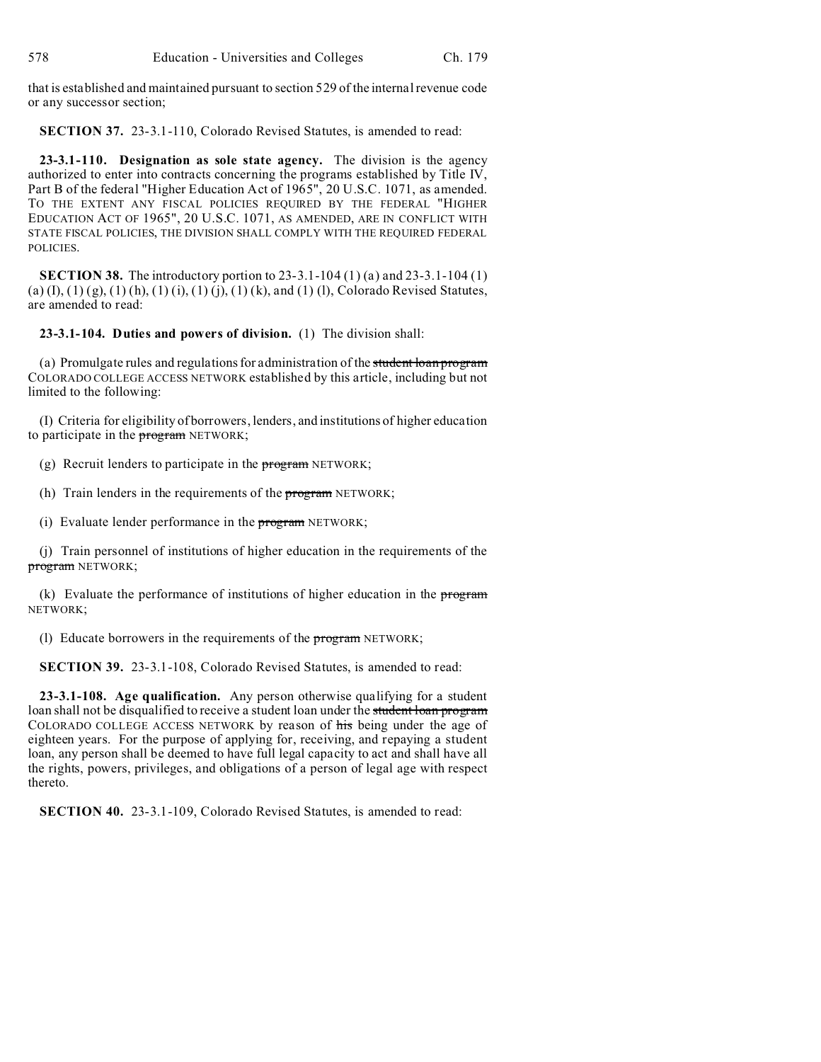that is established and maintained pursuant to section 529 of the internal revenue code or any successor section;

**SECTION 37.** 23-3.1-110, Colorado Revised Statutes, is amended to read:

**23-3.1-110. Designation as sole state agency.** The division is the agency authorized to enter into contracts concerning the programs established by Title IV, Part B of the federal "Higher Education Act of 1965", 20 U.S.C. 1071, as amended. TO THE EXTENT ANY FISCAL POLICIES REQUIRED BY THE FEDERAL "HIGHER EDUCATION ACT OF 1965", 20 U.S.C. 1071, AS AMENDED, ARE IN CONFLICT WITH STATE FISCAL POLICIES, THE DIVISION SHALL COMPLY WITH THE REQUIRED FEDERAL POLICIES.

**SECTION 38.** The introductory portion to 23-3.1-104 (1) (a) and 23-3.1-104 (1) (a) (I), (1) (g), (1) (h), (1) (i), (1) (j), (1) (k), and (1) (l), Colorado Revised Statutes, are amended to read:

**23-3.1-104. Duties and powers of division.** (1) The division shall:

(a) Promulgate rules and regulations for administration of the ~~student loan program~~ COLORADO COLLEGE ACCESS NETWORK established by this article, including but not limited to the following:

(I) Criteria for eligibility of borrowers, lenders, and institutions of higher education to participate in the ~~program~~ NETWORK;

(g) Recruit lenders to participate in the ~~program~~ NETWORK;

(h) Train lenders in the requirements of the ~~program~~ NETWORK;

(i) Evaluate lender performance in the ~~program~~ NETWORK;

(j) Train personnel of institutions of higher education in the requirements of the ~~program~~ NETWORK;

(k) Evaluate the performance of institutions of higher education in the ~~program~~ NETWORK;

(l) Educate borrowers in the requirements of the ~~program~~ NETWORK;

**SECTION 39.** 23-3.1-108, Colorado Revised Statutes, is amended to read:

**23-3.1-108. Age qualification.** Any person otherwise qualifying for a student loan shall not be disqualified to receive a student loan under the ~~student loan program~~ COLORADO COLLEGE ACCESS NETWORK by reason of ~~his~~ being under the age of eighteen years. For the purpose of applying for, receiving, and repaying a student loan, any person shall be deemed to have full legal capacity to act and shall have all the rights, powers, privileges, and obligations of a person of legal age with respect thereto.

**SECTION 40.** 23-3.1-109, Colorado Revised Statutes, is amended to read: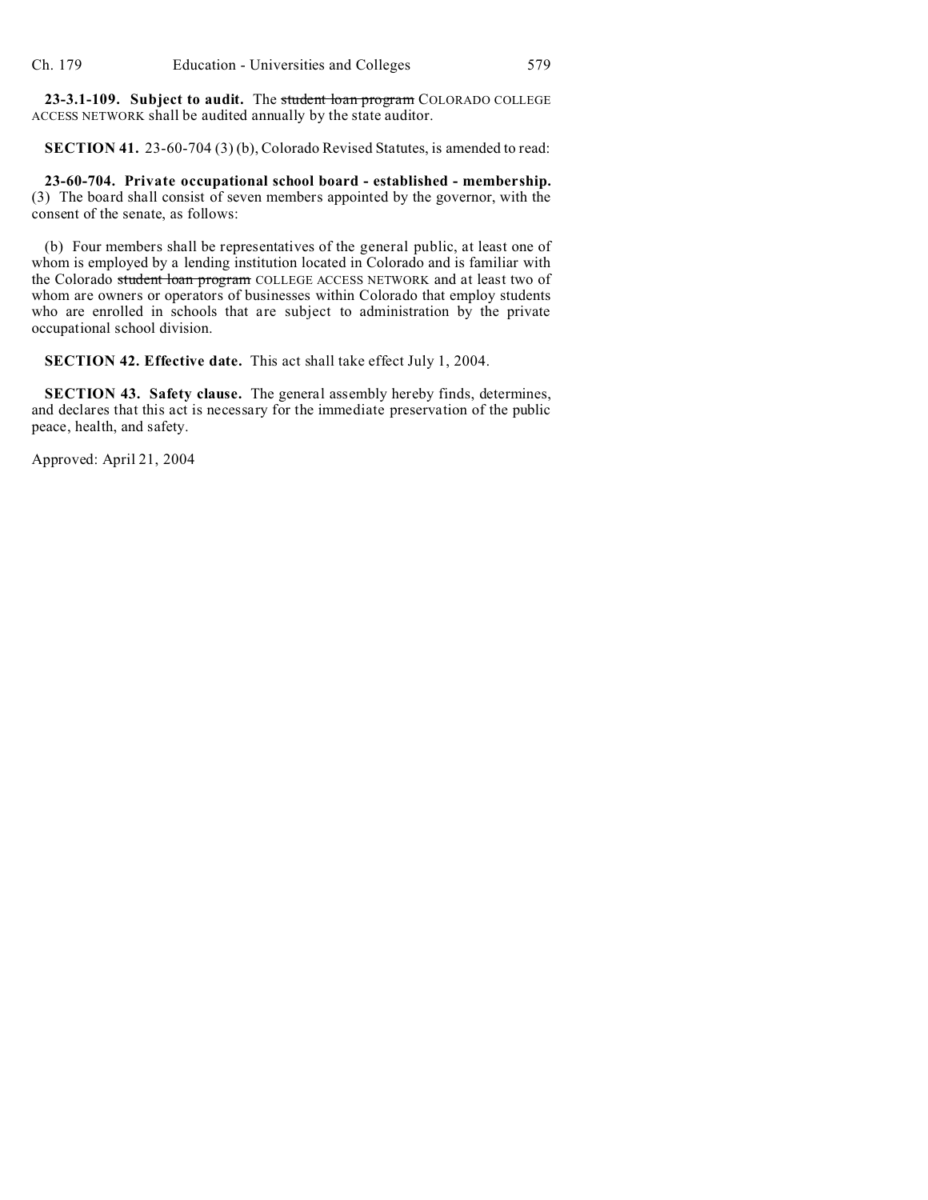**23-3.1-109. Subject to audit.** The ~~student loan program~~ COLORADO COLLEGE ACCESS NETWORK shall be audited annually by the state auditor.

**SECTION 41.** 23-60-704 (3) (b), Colorado Revised Statutes, is amended to read:

**23-60-704. Private occupational school board - established - membership.** (3) The board shall consist of seven members appointed by the governor, with the consent of the senate, as follows:

(b) Four members shall be representatives of the general public, at least one of whom is employed by a lending institution located in Colorado and is familiar with the Colorado ~~student loan program~~ COLLEGE ACCESS NETWORK and at least two of whom are owners or operators of businesses within Colorado that employ students who are enrolled in schools that are subject to administration by the private occupational school division.

**SECTION 42. Effective date.** This act shall take effect July 1, 2004.

**SECTION 43. Safety clause.** The general assembly hereby finds, determines, and declares that this act is necessary for the immediate preservation of the public peace, health, and safety.

Approved: April 21, 2004